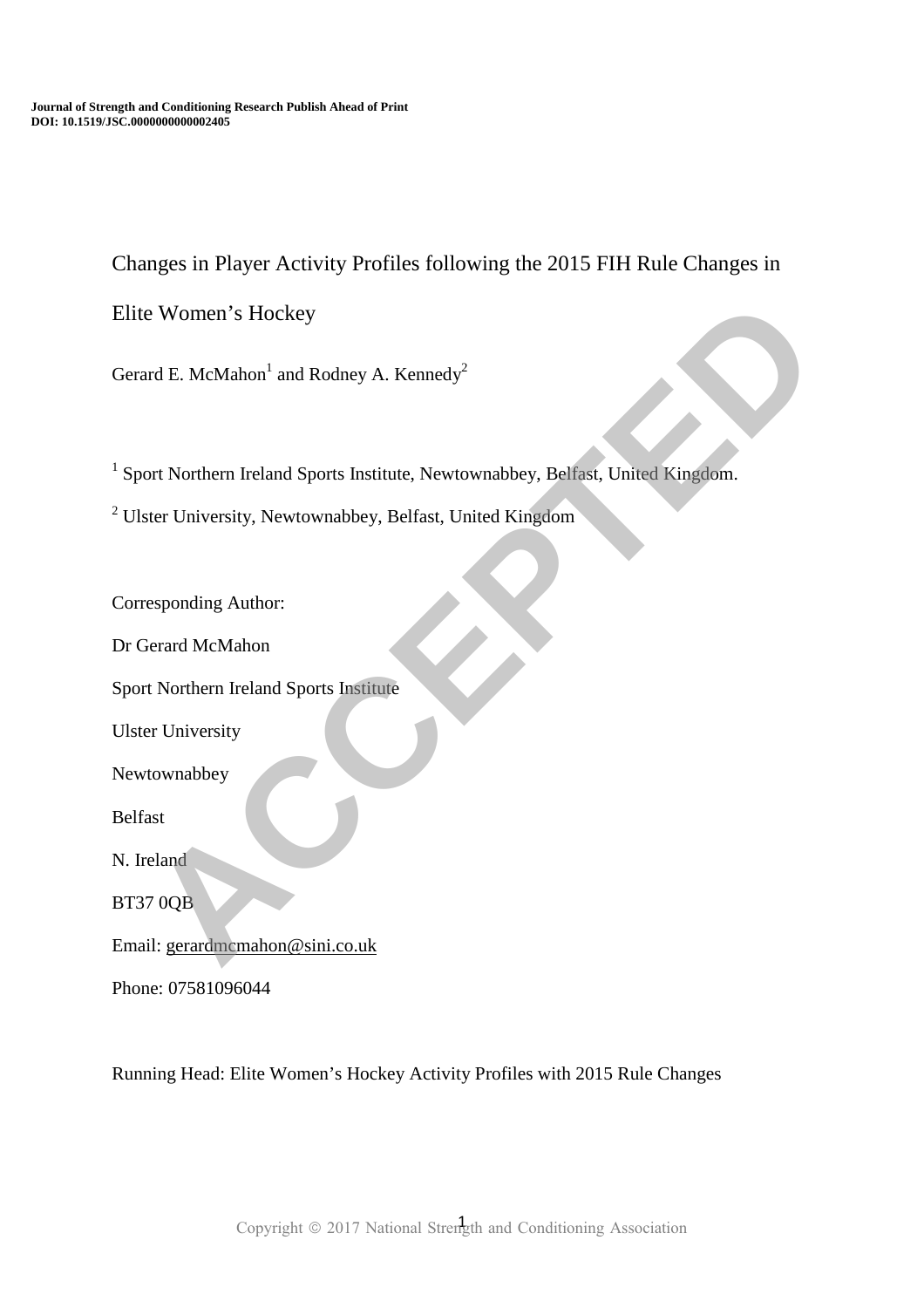Journal of Strength and Conditioning Research Publish Ahead of Print
DOI: 10.1519/JSC.0000000000002405

# Changes in Player Activity Profiles following the 2015 FIH Rule Changes in Elite Women's Hockey

Gerard E. McMahon[1] and Rodney A. Kennedy[2]

[1] Sport Northern Ireland Sports Institute, Newtownabbey, Belfast, United Kingdom.

[2] Ulster University, Newtownabbey, Belfast, United Kingdom

Corresponding Author:

Dr Gerard McMahon

Sport Northern Ireland Sports Institute

Ulster University

Newtownabbey

Belfast

N. Ireland

BT37 0QB

Email: gerardmcmahon@sini.co.uk

Phone: 07581096044

Running Head: Elite Women's Hockey Activity Profiles with 2015 Rule Changes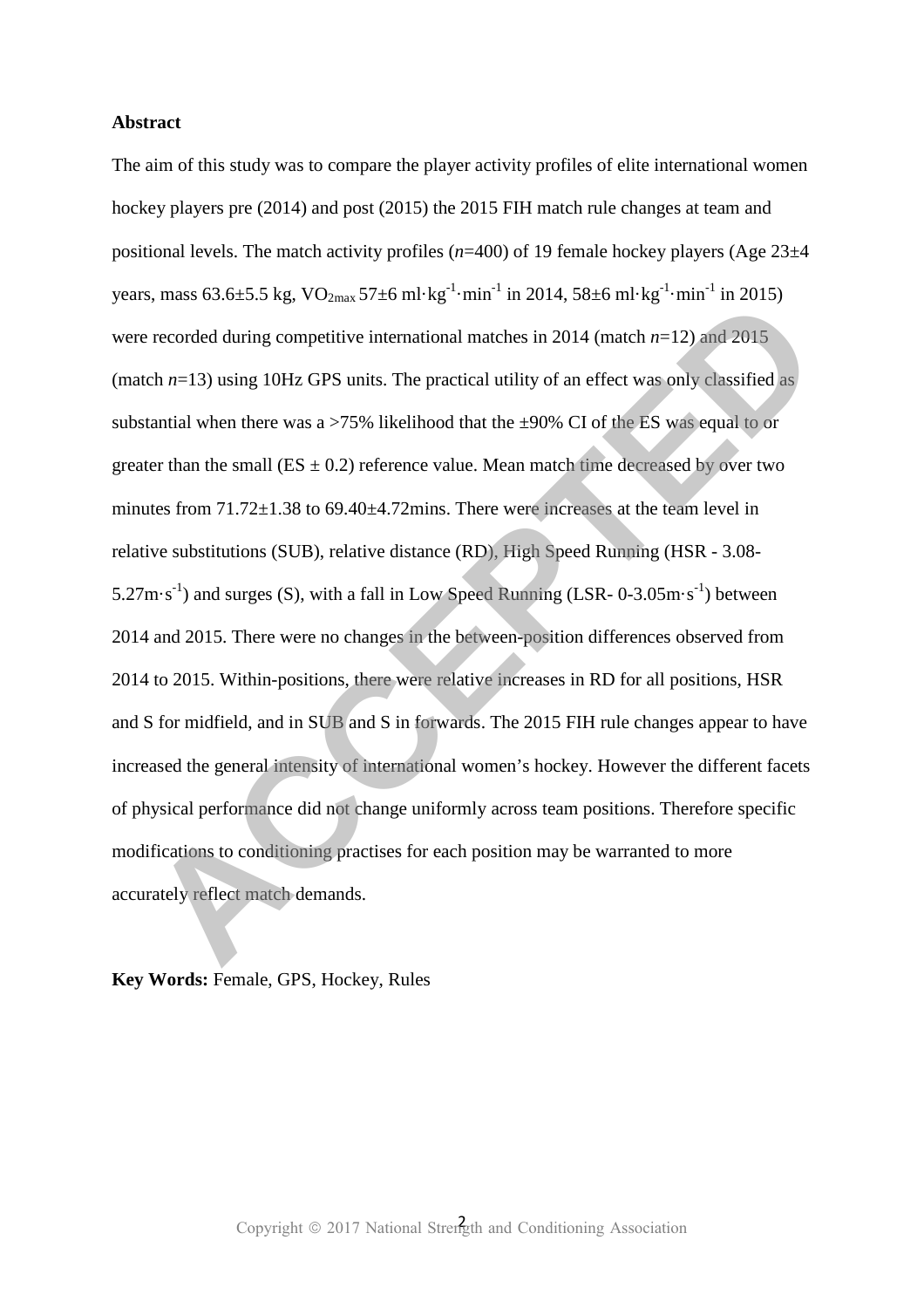**Abstract**

The aim of this study was to compare the player activity profiles of elite international women hockey players pre (2014) and post (2015) the 2015 FIH match rule changes at team and positional levels. The match activity profiles (*n*=400) of 19 female hockey players (Age 23±4 years, mass 63.6±5.5 kg, $VO_{2max}$ 57±6 $ml \cdot kg^{-1} \cdot min^{-1}$ in 2014, 58±6 $ml \cdot kg^{-1} \cdot min^{-1}$ in 2015) were recorded during competitive international matches in 2014 (match *n*=12) and 2015 (match *n*=13) using 10Hz GPS units. The practical utility of an effect was only classified as substantial when there was a >75% likelihood that the ±90% CI of the ES was equal to or greater than the small (ES ± 0.2) reference value. Mean match time decreased by over two minutes from 71.72±1.38 to 69.40±4.72mins. There were increases at the team level in relative substitutions (SUB), relative distance (RD), High Speed Running (HSR - 3.08-5.27$m \cdot s^{-1}$) and surges (S), with a fall in Low Speed Running (LSR- 0-3.05$m \cdot s^{-1}$) between 2014 and 2015. There were no changes in the between-position differences observed from 2014 to 2015. Within-positions, there were relative increases in RD for all positions, HSR and S for midfield, and in SUB and S in forwards. The 2015 FIH rule changes appear to have increased the general intensity of international women's hockey. However the different facets of physical performance did not change uniformly across team positions. Therefore specific modifications to conditioning practises for each position may be warranted to more accurately reflect match demands.

**Key Words:** Female, GPS, Hockey, Rules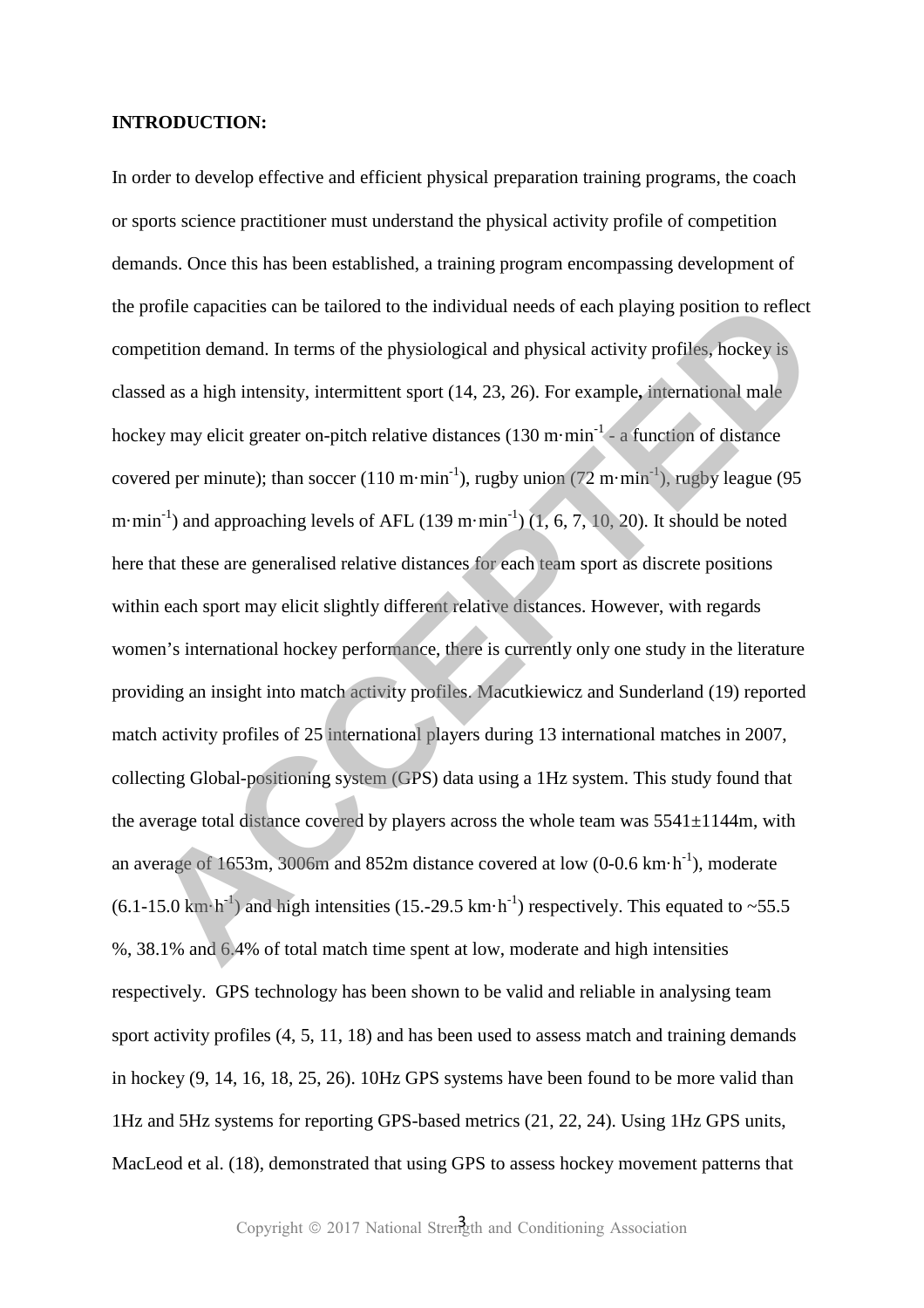**INTRODUCTION:**

In order to develop effective and efficient physical preparation training programs, the coach or sports science practitioner must understand the physical activity profile of competition demands. Once this has been established, a training program encompassing development of the profile capacities can be tailored to the individual needs of each playing position to reflect competition demand. In terms of the physiological and physical activity profiles, hockey is classed as a high intensity, intermittent sport (14, 23, 26). For example**,** international male hockey may elicit greater on-pitch relative distances (130 $m \cdot min^{-1}$ - a function of distance covered per minute); than soccer (110 $m \cdot min^{-1}$), rugby union (72 $m \cdot min^{-1}$), rugby league (95 $m \cdot min^{-1}$) and approaching levels of AFL (139 $m \cdot min^{-1}$) (1, 6, 7, 10, 20). It should be noted here that these are generalised relative distances for each team sport as discrete positions within each sport may elicit slightly different relative distances. However, with regards women's international hockey performance, there is currently only one study in the literature providing an insight into match activity profiles. Macutkiewicz and Sunderland (19) reported match activity profiles of 25 international players during 13 international matches in 2007, collecting Global-positioning system (GPS) data using a 1Hz system. This study found that the average total distance covered by players across the whole team was 5541±1144m, with an average of 1653m, 3006m and 852m distance covered at low (0-0.6 $km \cdot h^{-1}$), moderate (6.1-15.0 $km \cdot h^{-1}$) and high intensities (15.-29.5 $km \cdot h^{-1}$) respectively. This equated to ~55.5 %, 38.1% and 6.4% of total match time spent at low, moderate and high intensities respectively. GPS technology has been shown to be valid and reliable in analysing team sport activity profiles (4, 5, 11, 18) and has been used to assess match and training demands in hockey (9, 14, 16, 18, 25, 26). 10Hz GPS systems have been found to be more valid than 1Hz and 5Hz systems for reporting GPS-based metrics (21, 22, 24). Using 1Hz GPS units, MacLeod et al. (18), demonstrated that using GPS to assess hockey movement patterns that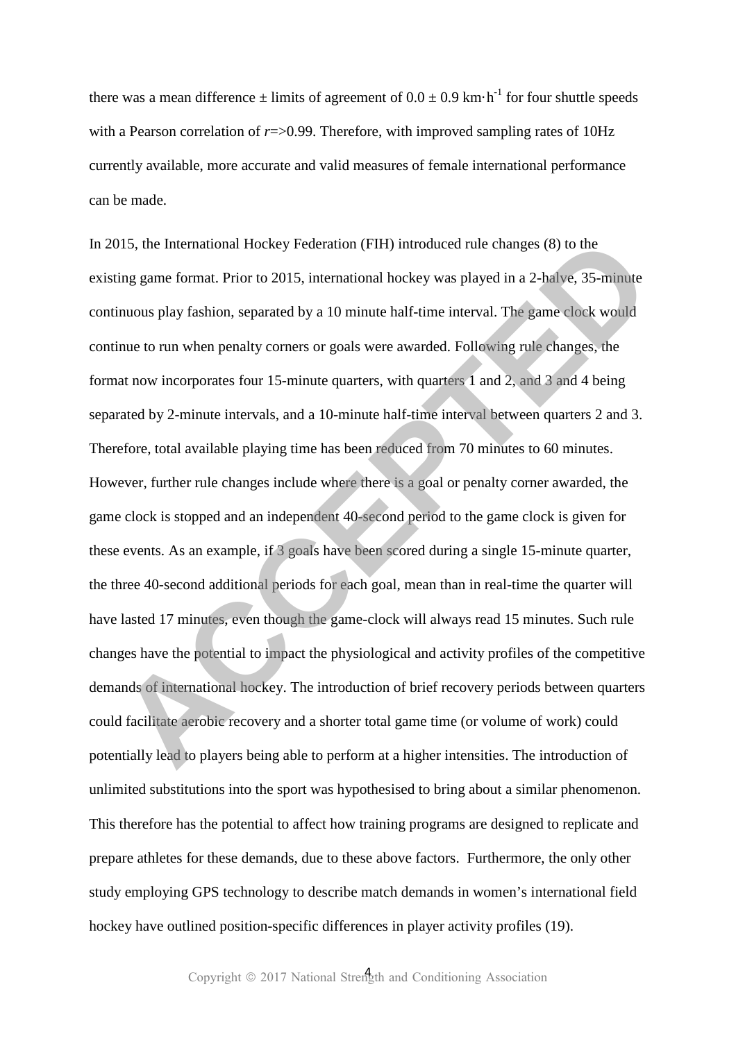there was a mean difference ± limits of agreement of 0.0 ± 0.9 $km \cdot h^{-1}$ for four shuttle speeds with a Pearson correlation of $r$=>0.99. Therefore, with improved sampling rates of 10Hz currently available, more accurate and valid measures of female international performance can be made.

In 2015, the International Hockey Federation (FIH) introduced rule changes (8) to the existing game format. Prior to 2015, international hockey was played in a 2-halve, 35-minute continuous play fashion, separated by a 10 minute half-time interval. The game clock would continue to run when penalty corners or goals were awarded. Following rule changes, the format now incorporates four 15-minute quarters, with quarters 1 and 2, and 3 and 4 being separated by 2-minute intervals, and a 10-minute half-time interval between quarters 2 and 3. Therefore, total available playing time has been reduced from 70 minutes to 60 minutes. However, further rule changes include where there is a goal or penalty corner awarded, the game clock is stopped and an independent 40-second period to the game clock is given for these events. As an example, if 3 goals have been scored during a single 15-minute quarter, the three 40-second additional periods for each goal, mean than in real-time the quarter will have lasted 17 minutes, even though the game-clock will always read 15 minutes. Such rule changes have the potential to impact the physiological and activity profiles of the competitive demands of international hockey. The introduction of brief recovery periods between quarters could facilitate aerobic recovery and a shorter total game time (or volume of work) could potentially lead to players being able to perform at a higher intensities. The introduction of unlimited substitutions into the sport was hypothesised to bring about a similar phenomenon. This therefore has the potential to affect how training programs are designed to replicate and prepare athletes for these demands, due to these above factors. Furthermore, the only other study employing GPS technology to describe match demands in women's international field hockey have outlined position-specific differences in player activity profiles (19).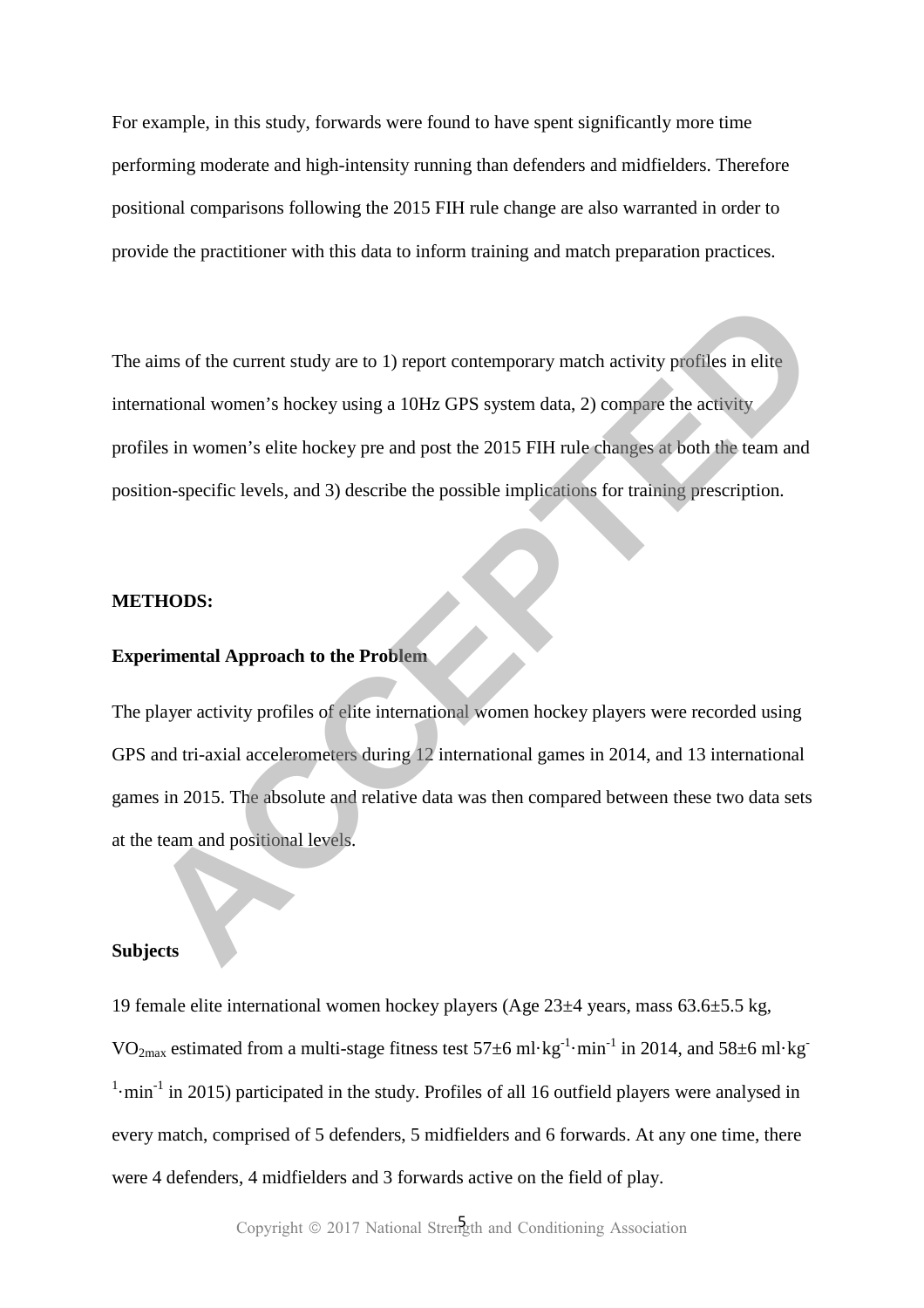For example, in this study, forwards were found to have spent significantly more time performing moderate and high-intensity running than defenders and midfielders. Therefore positional comparisons following the 2015 FIH rule change are also warranted in order to provide the practitioner with this data to inform training and match preparation practices.

The aims of the current study are to 1) report contemporary match activity profiles in elite international women's hockey using a 10Hz GPS system data, 2) compare the activity profiles in women's elite hockey pre and post the 2015 FIH rule changes at both the team and position-specific levels, and 3) describe the possible implications for training prescription.

## METHODS:

### Experimental Approach to the Problem

The player activity profiles of elite international women hockey players were recorded using GPS and tri-axial accelerometers during 12 international games in 2014, and 13 international games in 2015. The absolute and relative data was then compared between these two data sets at the team and positional levels.

### Subjects

19 female elite international women hockey players (Age 23±4 years, mass 63.6±5.5 kg, $VO_{2max}$ estimated from a multi-stage fitness test 57±6 $ml \cdot kg^{-1} \cdot min^{-1}$ in 2014, and 58±6 $ml \cdot kg^{-1} \cdot min^{-1}$ in 2015) participated in the study. Profiles of all 16 outfield players were analysed in every match, comprised of 5 defenders, 5 midfielders and 6 forwards. At any one time, there were 4 defenders, 4 midfielders and 3 forwards active on the field of play.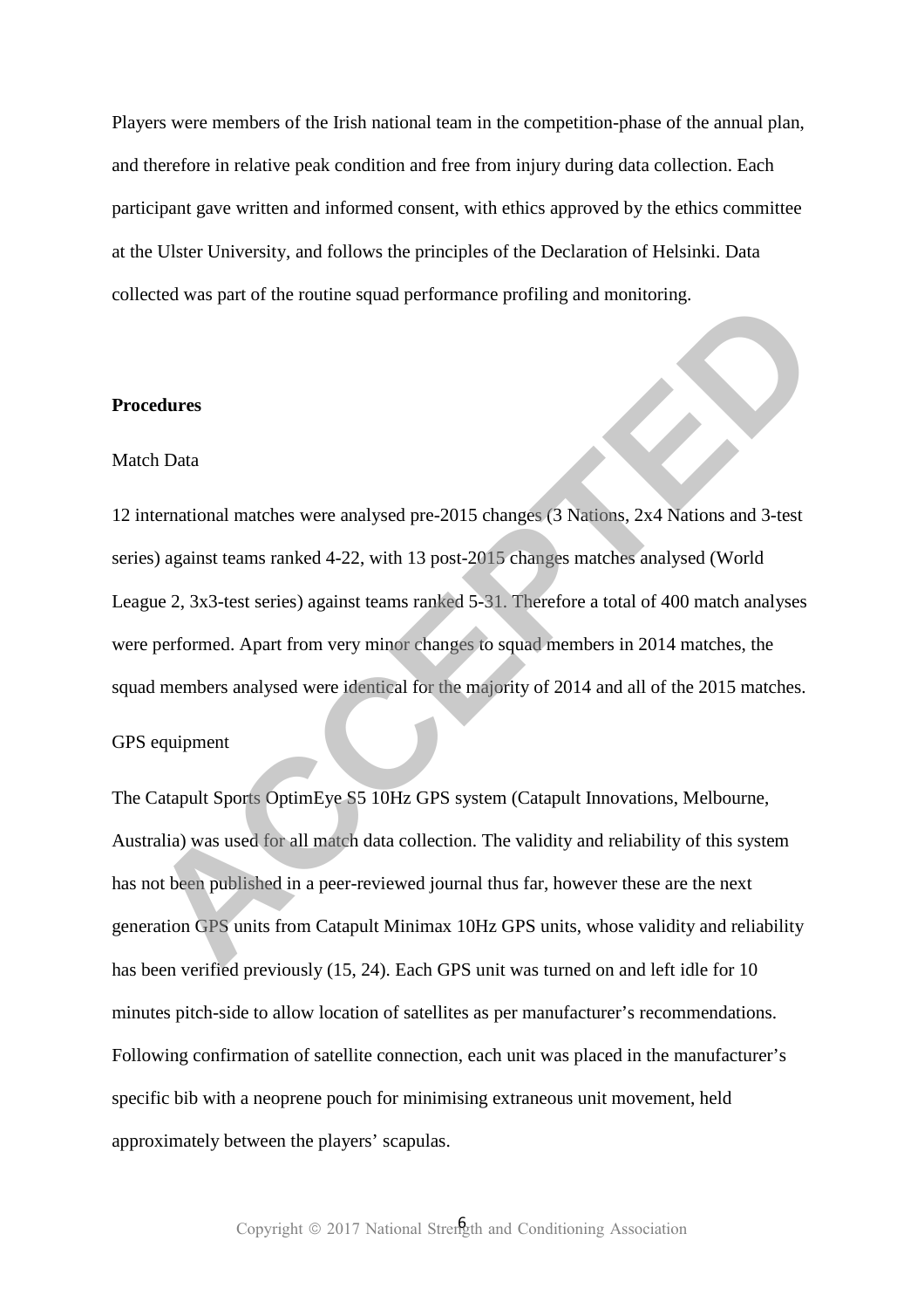Players were members of the Irish national team in the competition-phase of the annual plan, and therefore in relative peak condition and free from injury during data collection. Each participant gave written and informed consent, with ethics approved by the ethics committee at the Ulster University, and follows the principles of the Declaration of Helsinki. Data collected was part of the routine squad performance profiling and monitoring.

**Procedures**

Match Data

12 international matches were analysed pre-2015 changes (3 Nations, 2x4 Nations and 3-test series) against teams ranked 4-22, with 13 post-2015 changes matches analysed (World League 2, 3x3-test series) against teams ranked 5-31. Therefore a total of 400 match analyses were performed. Apart from very minor changes to squad members in 2014 matches, the squad members analysed were identical for the majority of 2014 and all of the 2015 matches.

GPS equipment

The Catapult Sports OptimEye S5 10Hz GPS system (Catapult Innovations, Melbourne, Australia) was used for all match data collection. The validity and reliability of this system has not been published in a peer-reviewed journal thus far, however these are the next generation GPS units from Catapult Minimax 10Hz GPS units, whose validity and reliability has been verified previously (15, 24). Each GPS unit was turned on and left idle for 10 minutes pitch-side to allow location of satellites as per manufacturer's recommendations. Following confirmation of satellite connection, each unit was placed in the manufacturer's specific bib with a neoprene pouch for minimising extraneous unit movement, held approximately between the players' scapulas.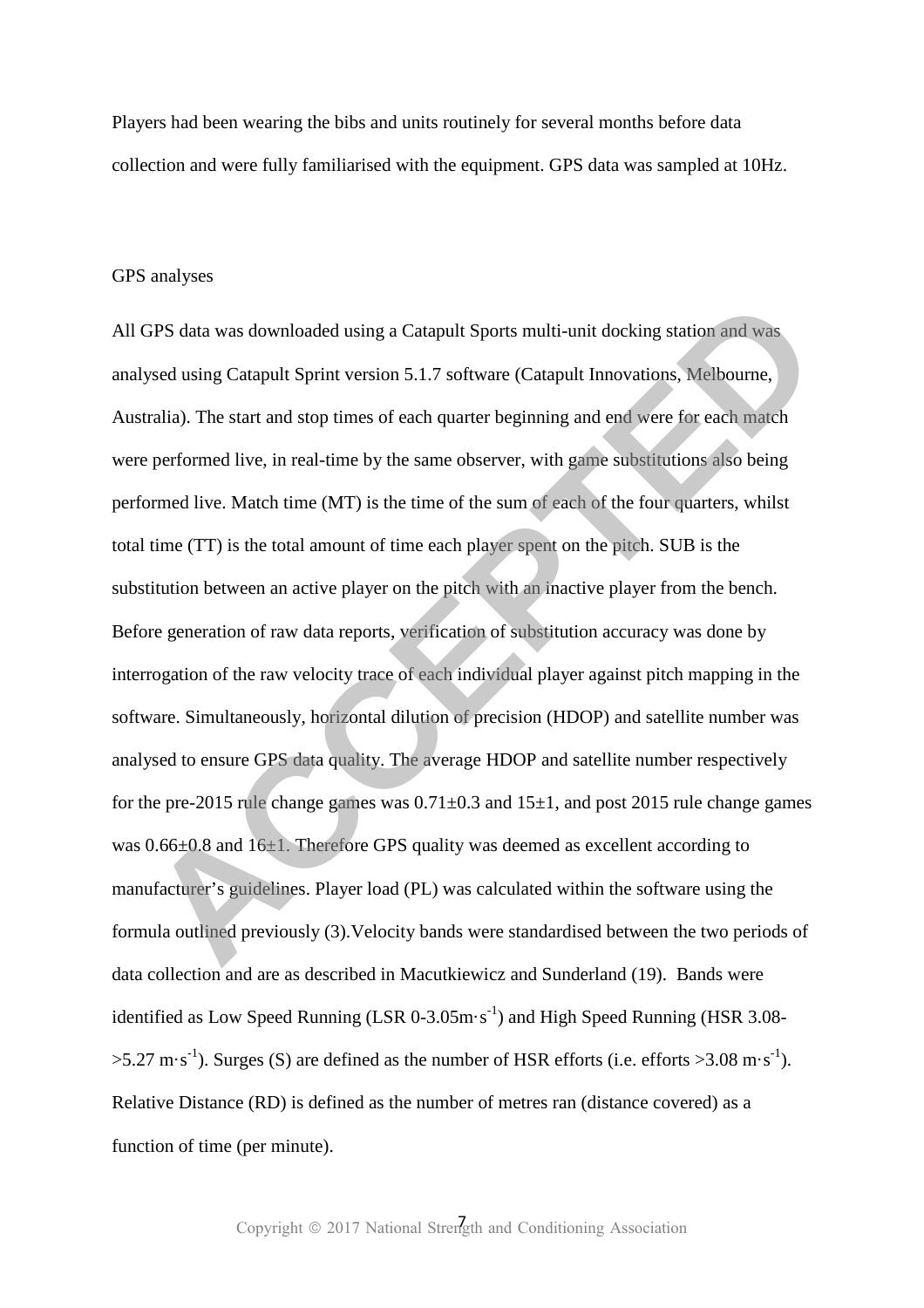Players had been wearing the bibs and units routinely for several months before data collection and were fully familiarised with the equipment. GPS data was sampled at 10Hz.

GPS analyses

All GPS data was downloaded using a Catapult Sports multi-unit docking station and was analysed using Catapult Sprint version 5.1.7 software (Catapult Innovations, Melbourne, Australia). The start and stop times of each quarter beginning and end were for each match were performed live, in real-time by the same observer, with game substitutions also being performed live. Match time (MT) is the time of the sum of each of the four quarters, whilst total time (TT) is the total amount of time each player spent on the pitch. SUB is the substitution between an active player on the pitch with an inactive player from the bench. Before generation of raw data reports, verification of substitution accuracy was done by interrogation of the raw velocity trace of each individual player against pitch mapping in the software. Simultaneously, horizontal dilution of precision (HDOP) and satellite number was analysed to ensure GPS data quality. The average HDOP and satellite number respectively for the pre-2015 rule change games was 0.71±0.3 and 15±1, and post 2015 rule change games was 0.66±0.8 and 16±1. Therefore GPS quality was deemed as excellent according to manufacturer's guidelines. Player load (PL) was calculated within the software using the formula outlined previously (3).Velocity bands were standardised between the two periods of data collection and are as described in Macutkiewicz and Sunderland (19). Bands were identified as Low Speed Running (LSR 0-3.05$m \cdot s^{-1}$) and High Speed Running (HSR 3.08->5.27 $m \cdot s^{-1}$). Surges (S) are defined as the number of HSR efforts (i.e. efforts >3.08 $m \cdot s^{-1}$). Relative Distance (RD) is defined as the number of metres ran (distance covered) as a function of time (per minute).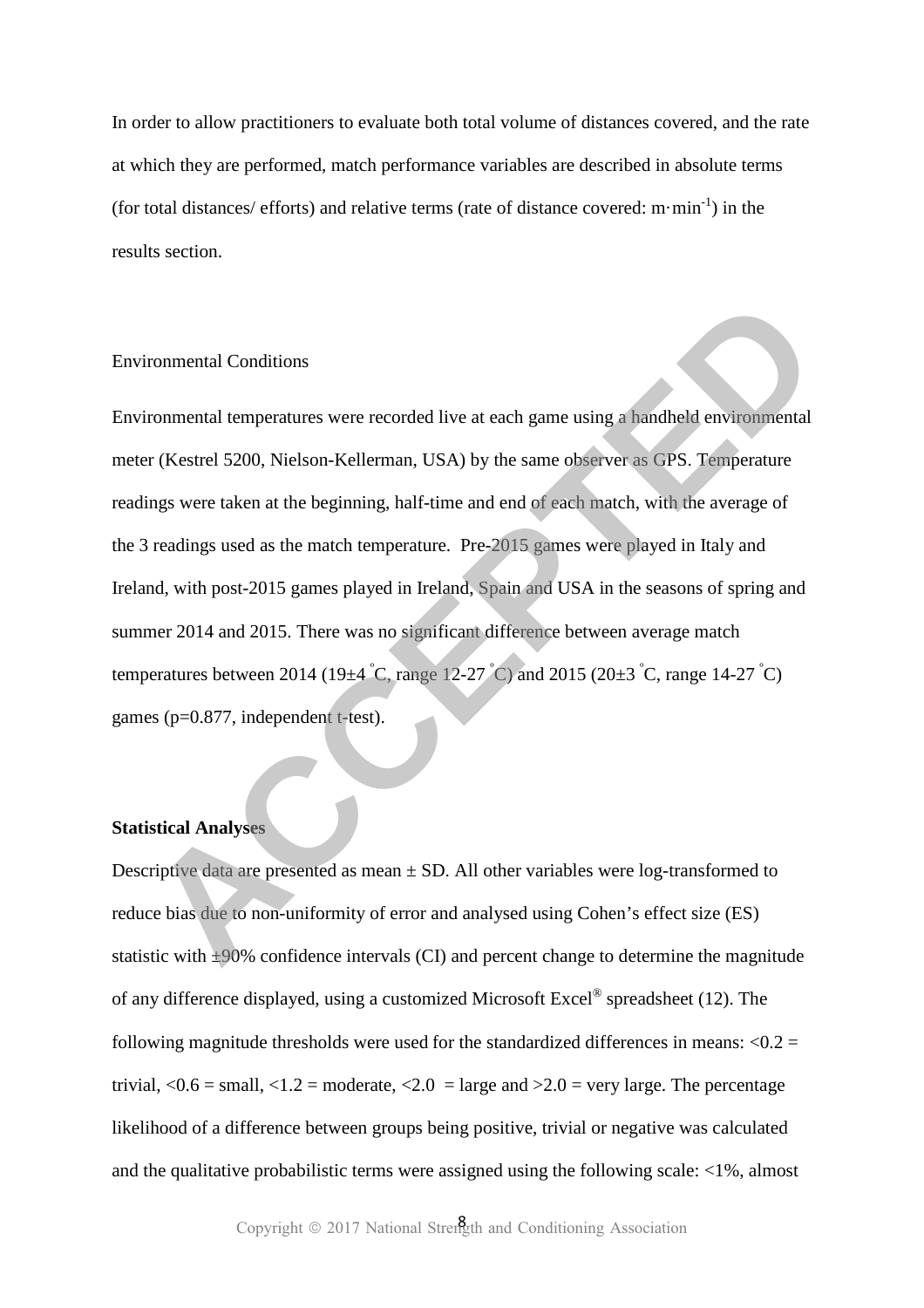In order to allow practitioners to evaluate both total volume of distances covered, and the rate at which they are performed, match performance variables are described in absolute terms (for total distances/ efforts) and relative terms (rate of distance covered: $m \cdot min^{-1}$) in the results section.

Environmental Conditions

Environmental temperatures were recorded live at each game using a handheld environmental meter (Kestrel 5200, Nielson-Kellerman, USA) by the same observer as GPS. Temperature readings were taken at the beginning, half-time and end of each match, with the average of the 3 readings used as the match temperature. Pre-2015 games were played in Italy and Ireland, with post-2015 games played in Ireland, Spain and USA in the seasons of spring and summer 2014 and 2015. There was no significant difference between average match temperatures between 2014 (19±4 °C, range 12-27 °C) and 2015 (20±3 °C, range 14-27 °C) games (p=0.877, independent t-test).

**Statistical Analyses**

Descriptive data are presented as mean ± SD. All other variables were log-transformed to reduce bias due to non-uniformity of error and analysed using Cohen's effect size (ES) statistic with ±90% confidence intervals (CI) and percent change to determine the magnitude of any difference displayed, using a customized Microsoft Excel® spreadsheet (12). The following magnitude thresholds were used for the standardized differences in means: <0.2 = trivial, <0.6 = small, <1.2 = moderate, <2.0 = large and >2.0 = very large. The percentage likelihood of a difference between groups being positive, trivial or negative was calculated and the qualitative probabilistic terms were assigned using the following scale: <1%, almost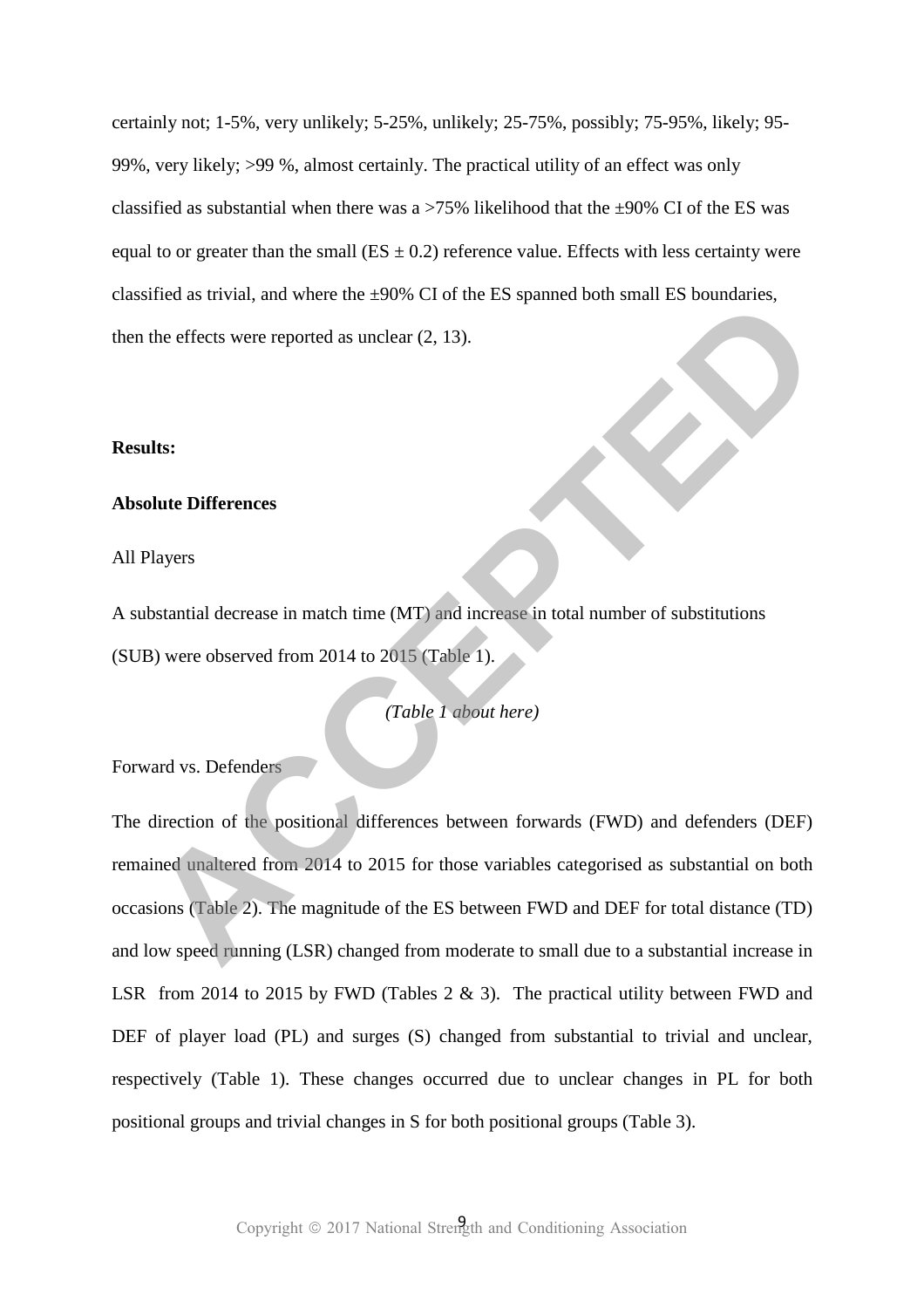certainly not; 1-5%, very unlikely; 5-25%, unlikely; 25-75%, possibly; 75-95%, likely; 95-99%, very likely; >99 %, almost certainly. The practical utility of an effect was only classified as substantial when there was a >75% likelihood that the ±90% CI of the ES was equal to or greater than the small (ES ± 0.2) reference value. Effects with less certainty were classified as trivial, and where the ±90% CI of the ES spanned both small ES boundaries, then the effects were reported as unclear (2, 13).

**Results:**

**Absolute Differences**

All Players

A substantial decrease in match time (MT) and increase in total number of substitutions (SUB) were observed from 2014 to 2015 (Table 1).

*(Table 1 about here)*

Forward vs. Defenders

The direction of the positional differences between forwards (FWD) and defenders (DEF) remained unaltered from 2014 to 2015 for those variables categorised as substantial on both occasions (Table 2). The magnitude of the ES between FWD and DEF for total distance (TD) and low speed running (LSR) changed from moderate to small due to a substantial increase in LSR from 2014 to 2015 by FWD (Tables 2 & 3). The practical utility between FWD and DEF of player load (PL) and surges (S) changed from substantial to trivial and unclear, respectively (Table 1). These changes occurred due to unclear changes in PL for both positional groups and trivial changes in S for both positional groups (Table 3).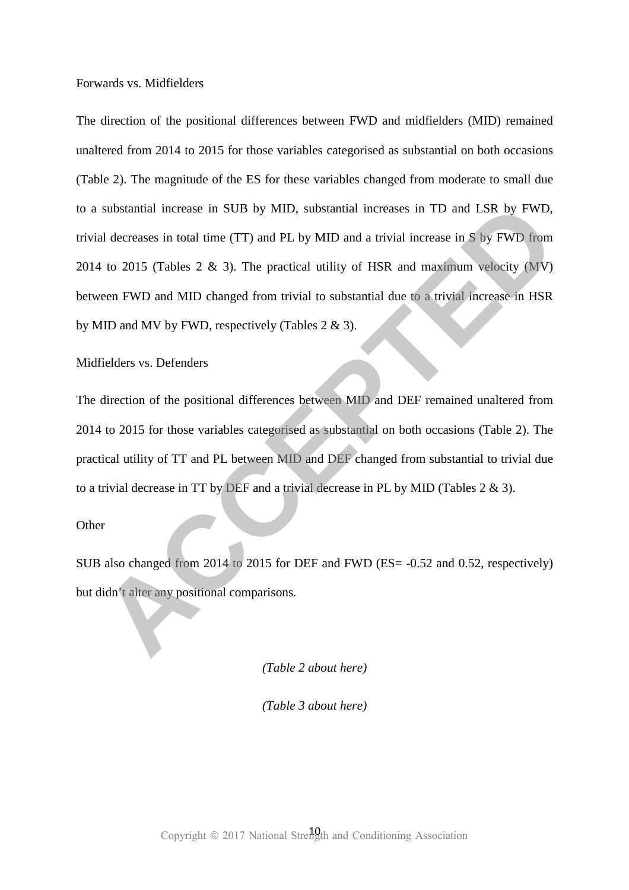### Forwards vs. Midfielders

The direction of the positional differences between FWD and midfielders (MID) remained unaltered from 2014 to 2015 for those variables categorised as substantial on both occasions (Table 2). The magnitude of the ES for these variables changed from moderate to small due to a substantial increase in SUB by MID, substantial increases in TD and LSR by FWD, trivial decreases in total time (TT) and PL by MID and a trivial increase in S by FWD from 2014 to 2015 (Tables 2 & 3). The practical utility of HSR and maximum velocity (MV) between FWD and MID changed from trivial to substantial due to a trivial increase in HSR by MID and MV by FWD, respectively (Tables 2 & 3).

### Midfielders vs. Defenders

The direction of the positional differences between MID and DEF remained unaltered from 2014 to 2015 for those variables categorised as substantial on both occasions (Table 2). The practical utility of TT and PL between MID and DEF changed from substantial to trivial due to a trivial decrease in TT by DEF and a trivial decrease in PL by MID (Tables 2 & 3).

### Other

SUB also changed from 2014 to 2015 for DEF and FWD (ES= -0.52 and 0.52, respectively) but didn't alter any positional comparisons.

*(Table 2 about here)*

*(Table 3 about here)*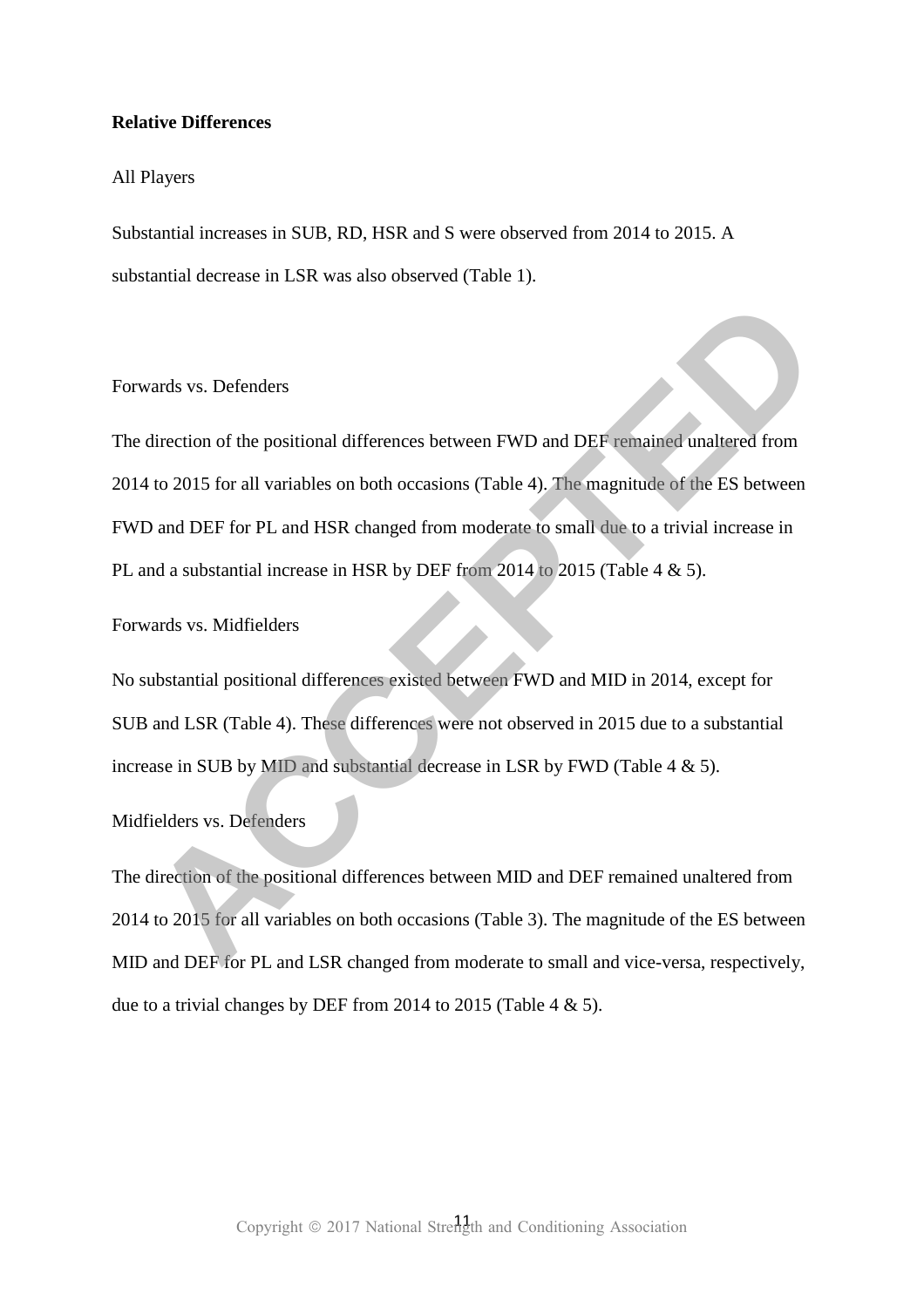**Relative Differences**

All Players

Substantial increases in SUB, RD, HSR and S were observed from 2014 to 2015. A substantial decrease in LSR was also observed (Table 1).

Forwards vs. Defenders

The direction of the positional differences between FWD and DEF remained unaltered from 2014 to 2015 for all variables on both occasions (Table 4). The magnitude of the ES between FWD and DEF for PL and HSR changed from moderate to small due to a trivial increase in PL and a substantial increase in HSR by DEF from 2014 to 2015 (Table 4 & 5).

Forwards vs. Midfielders

No substantial positional differences existed between FWD and MID in 2014, except for SUB and LSR (Table 4). These differences were not observed in 2015 due to a substantial increase in SUB by MID and substantial decrease in LSR by FWD (Table 4 & 5).

Midfielders vs. Defenders

The direction of the positional differences between MID and DEF remained unaltered from 2014 to 2015 for all variables on both occasions (Table 3). The magnitude of the ES between MID and DEF for PL and LSR changed from moderate to small and vice-versa, respectively, due to a trivial changes by DEF from 2014 to 2015 (Table 4 & 5).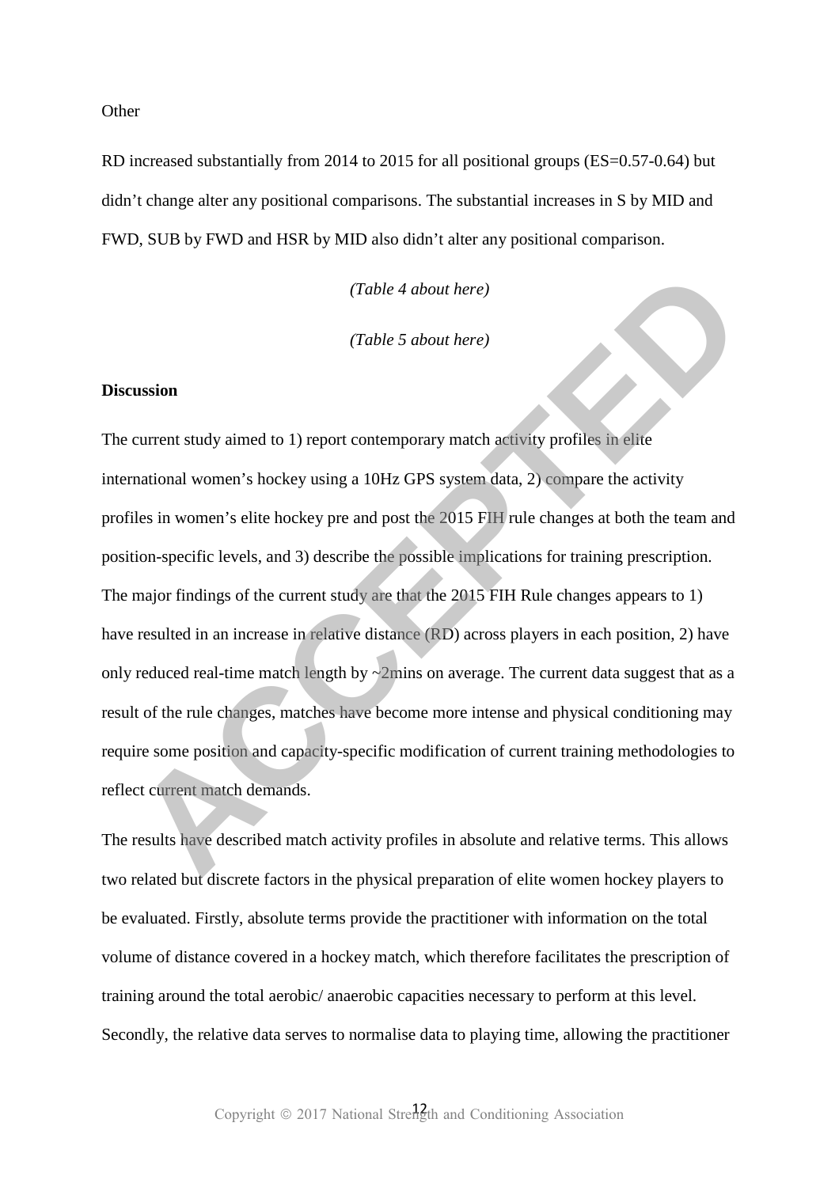Other

RD increased substantially from 2014 to 2015 for all positional groups (ES=0.57-0.64) but didn't change alter any positional comparisons. The substantial increases in S by MID and FWD, SUB by FWD and HSR by MID also didn't alter any positional comparison.

*(Table 4 about here)*

*(Table 5 about here)*

**Discussion**

The current study aimed to 1) report contemporary match activity profiles in elite international women's hockey using a 10Hz GPS system data, 2) compare the activity profiles in women's elite hockey pre and post the 2015 FIH rule changes at both the team and position-specific levels, and 3) describe the possible implications for training prescription. The major findings of the current study are that the 2015 FIH Rule changes appears to 1) have resulted in an increase in relative distance (RD) across players in each position, 2) have only reduced real-time match length by ~2mins on average. The current data suggest that as a result of the rule changes, matches have become more intense and physical conditioning may require some position and capacity-specific modification of current training methodologies to reflect current match demands.

The results have described match activity profiles in absolute and relative terms. This allows two related but discrete factors in the physical preparation of elite women hockey players to be evaluated. Firstly, absolute terms provide the practitioner with information on the total volume of distance covered in a hockey match, which therefore facilitates the prescription of training around the total aerobic/ anaerobic capacities necessary to perform at this level. Secondly, the relative data serves to normalise data to playing time, allowing the practitioner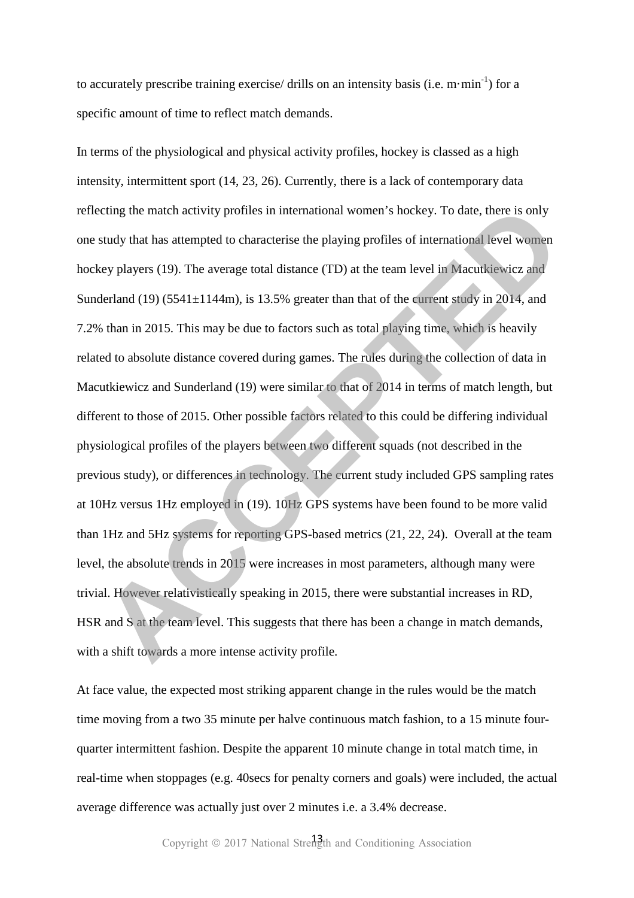to accurately prescribe training exercise/ drills on an intensity basis (i.e. $m \cdot min^{-1}$) for a specific amount of time to reflect match demands.

In terms of the physiological and physical activity profiles, hockey is classed as a high intensity, intermittent sport (14, 23, 26). Currently, there is a lack of contemporary data reflecting the match activity profiles in international women's hockey. To date, there is only one study that has attempted to characterise the playing profiles of international level women hockey players (19). The average total distance (TD) at the team level in Macutkiewicz and Sunderland (19) (5541±1144m), is 13.5% greater than that of the current study in 2014, and 7.2% than in 2015. This may be due to factors such as total playing time, which is heavily related to absolute distance covered during games. The rules during the collection of data in Macutkiewicz and Sunderland (19) were similar to that of 2014 in terms of match length, but different to those of 2015. Other possible factors related to this could be differing individual physiological profiles of the players between two different squads (not described in the previous study), or differences in technology. The current study included GPS sampling rates at 10Hz versus 1Hz employed in (19). 10Hz GPS systems have been found to be more valid than 1Hz and 5Hz systems for reporting GPS-based metrics (21, 22, 24). Overall at the team level, the absolute trends in 2015 were increases in most parameters, although many were trivial. However relativistically speaking in 2015, there were substantial increases in RD, HSR and S at the team level. This suggests that there has been a change in match demands, with a shift towards a more intense activity profile.

At face value, the expected most striking apparent change in the rules would be the match time moving from a two 35 minute per halve continuous match fashion, to a 15 minute four-quarter intermittent fashion. Despite the apparent 10 minute change in total match time, in real-time when stoppages (e.g. 40secs for penalty corners and goals) were included, the actual average difference was actually just over 2 minutes i.e. a 3.4% decrease.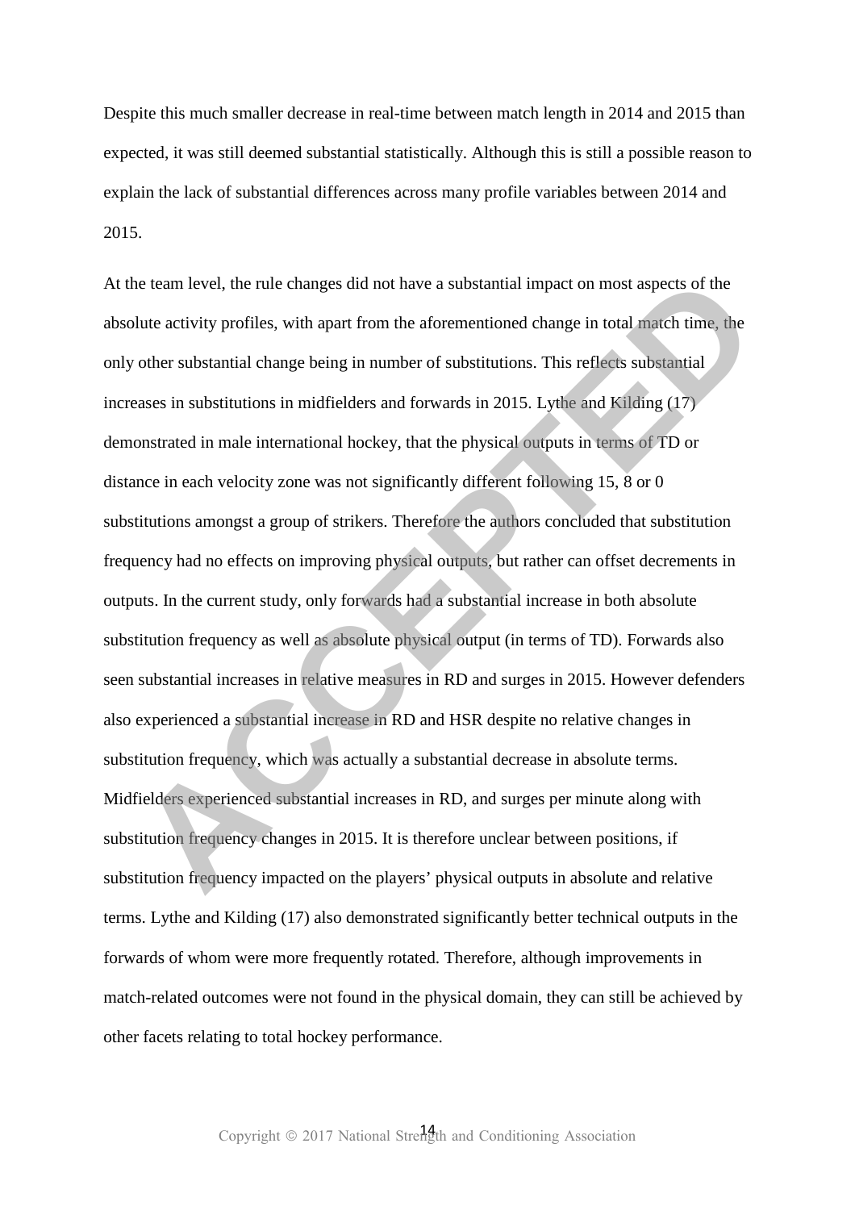Despite this much smaller decrease in real-time between match length in 2014 and 2015 than expected, it was still deemed substantial statistically. Although this is still a possible reason to explain the lack of substantial differences across many profile variables between 2014 and 2015.

At the team level, the rule changes did not have a substantial impact on most aspects of the absolute activity profiles, with apart from the aforementioned change in total match time, the only other substantial change being in number of substitutions. This reflects substantial increases in substitutions in midfielders and forwards in 2015. Lythe and Kilding (17) demonstrated in male international hockey, that the physical outputs in terms of TD or distance in each velocity zone was not significantly different following 15, 8 or 0 substitutions amongst a group of strikers. Therefore the authors concluded that substitution frequency had no effects on improving physical outputs, but rather can offset decrements in outputs. In the current study, only forwards had a substantial increase in both absolute substitution frequency as well as absolute physical output (in terms of TD). Forwards also seen substantial increases in relative measures in RD and surges in 2015. However defenders also experienced a substantial increase in RD and HSR despite no relative changes in substitution frequency, which was actually a substantial decrease in absolute terms. Midfielders experienced substantial increases in RD, and surges per minute along with substitution frequency changes in 2015. It is therefore unclear between positions, if substitution frequency impacted on the players' physical outputs in absolute and relative terms. Lythe and Kilding (17) also demonstrated significantly better technical outputs in the forwards of whom were more frequently rotated. Therefore, although improvements in match-related outcomes were not found in the physical domain, they can still be achieved by other facets relating to total hockey performance.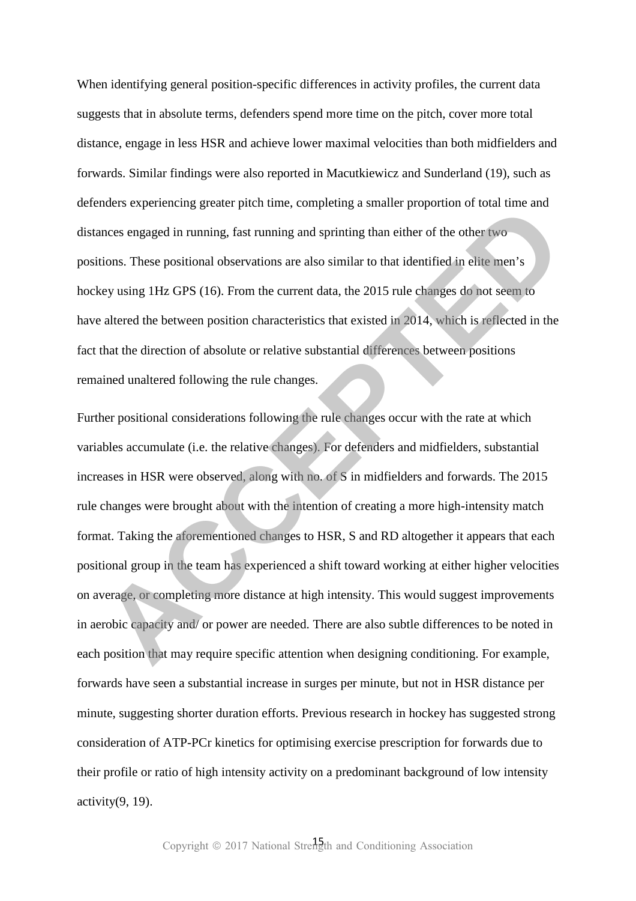When identifying general position-specific differences in activity profiles, the current data suggests that in absolute terms, defenders spend more time on the pitch, cover more total distance, engage in less HSR and achieve lower maximal velocities than both midfielders and forwards. Similar findings were also reported in Macutkiewicz and Sunderland (19), such as defenders experiencing greater pitch time, completing a smaller proportion of total time and distances engaged in running, fast running and sprinting than either of the other two positions. These positional observations are also similar to that identified in elite men's hockey using 1Hz GPS (16). From the current data, the 2015 rule changes do not seem to have altered the between position characteristics that existed in 2014, which is reflected in the fact that the direction of absolute or relative substantial differences between positions remained unaltered following the rule changes.

Further positional considerations following the rule changes occur with the rate at which variables accumulate (i.e. the relative changes). For defenders and midfielders, substantial increases in HSR were observed, along with no. of S in midfielders and forwards. The 2015 rule changes were brought about with the intention of creating a more high-intensity match format. Taking the aforementioned changes to HSR, S and RD altogether it appears that each positional group in the team has experienced a shift toward working at either higher velocities on average, or completing more distance at high intensity. This would suggest improvements in aerobic capacity and/ or power are needed. There are also subtle differences to be noted in each position that may require specific attention when designing conditioning. For example, forwards have seen a substantial increase in surges per minute, but not in HSR distance per minute, suggesting shorter duration efforts. Previous research in hockey has suggested strong consideration of ATP-PCr kinetics for optimising exercise prescription for forwards due to their profile or ratio of high intensity activity on a predominant background of low intensity activity(9, 19).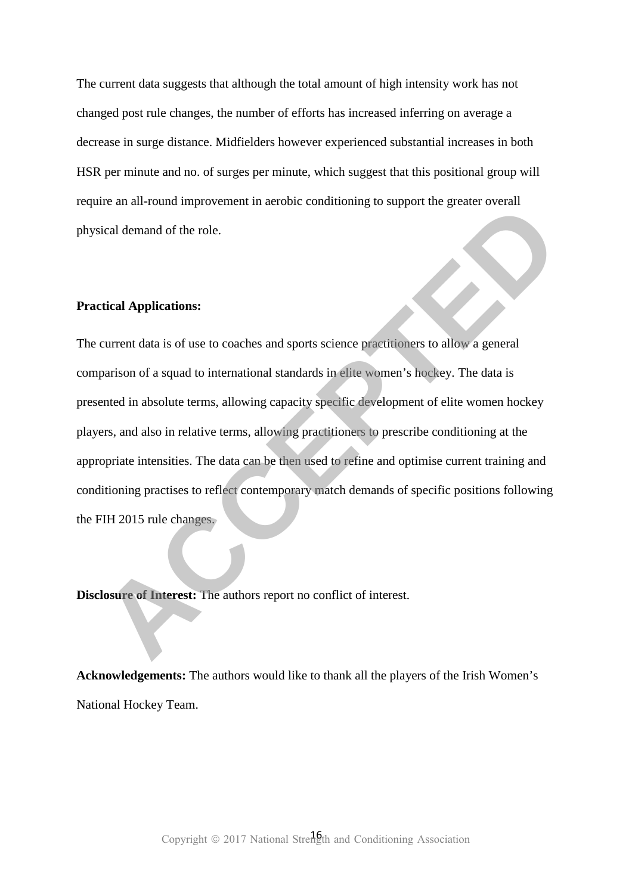The current data suggests that although the total amount of high intensity work has not changed post rule changes, the number of efforts has increased inferring on average a decrease in surge distance. Midfielders however experienced substantial increases in both HSR per minute and no. of surges per minute, which suggest that this positional group will require an all-round improvement in aerobic conditioning to support the greater overall physical demand of the role.

**Practical Applications:**

The current data is of use to coaches and sports science practitioners to allow a general comparison of a squad to international standards in elite women's hockey. The data is presented in absolute terms, allowing capacity specific development of elite women hockey players, and also in relative terms, allowing practitioners to prescribe conditioning at the appropriate intensities. The data can be then used to refine and optimise current training and conditioning practises to reflect contemporary match demands of specific positions following the FIH 2015 rule changes.

**Disclosure of Interest:** The authors report no conflict of interest.

**Acknowledgements:** The authors would like to thank all the players of the Irish Women's National Hockey Team.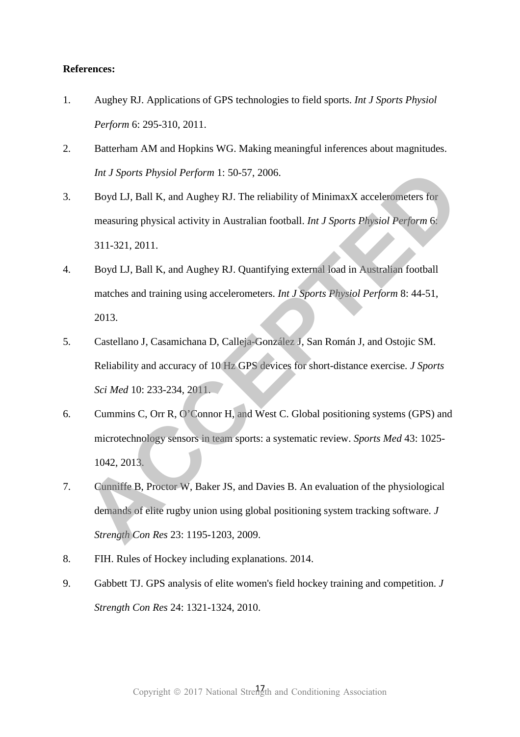**References:**

1. Aughey RJ. Applications of GPS technologies to field sports. *Int J Sports Physiol Perform* 6: 295-310, 2011.
2. Batterham AM and Hopkins WG. Making meaningful inferences about magnitudes. *Int J Sports Physiol Perform* 1: 50-57, 2006.
3. Boyd LJ, Ball K, and Aughey RJ. The reliability of MinimaxX accelerometers for measuring physical activity in Australian football. *Int J Sports Physiol Perform* 6: 311-321, 2011.
4. Boyd LJ, Ball K, and Aughey RJ. Quantifying external load in Australian football matches and training using accelerometers. *Int J Sports Physiol Perform* 8: 44-51, 2013.
5. Castellano J, Casamichana D, Calleja-González J, San Román J, and Ostojic SM. Reliability and accuracy of 10 Hz GPS devices for short-distance exercise. *J Sports Sci Med* 10: 233-234, 2011.
6. Cummins C, Orr R, O'Connor H, and West C. Global positioning systems (GPS) and microtechnology sensors in team sports: a systematic review. *Sports Med* 43: 1025-1042, 2013.
7. Cunniffe B, Proctor W, Baker JS, and Davies B. An evaluation of the physiological demands of elite rugby union using global positioning system tracking software. *J Strength Con Res* 23: 1195-1203, 2009.
8. FIH. Rules of Hockey including explanations. 2014.
9. Gabbett TJ. GPS analysis of elite women's field hockey training and competition. *J Strength Con Res* 24: 1321-1324, 2010.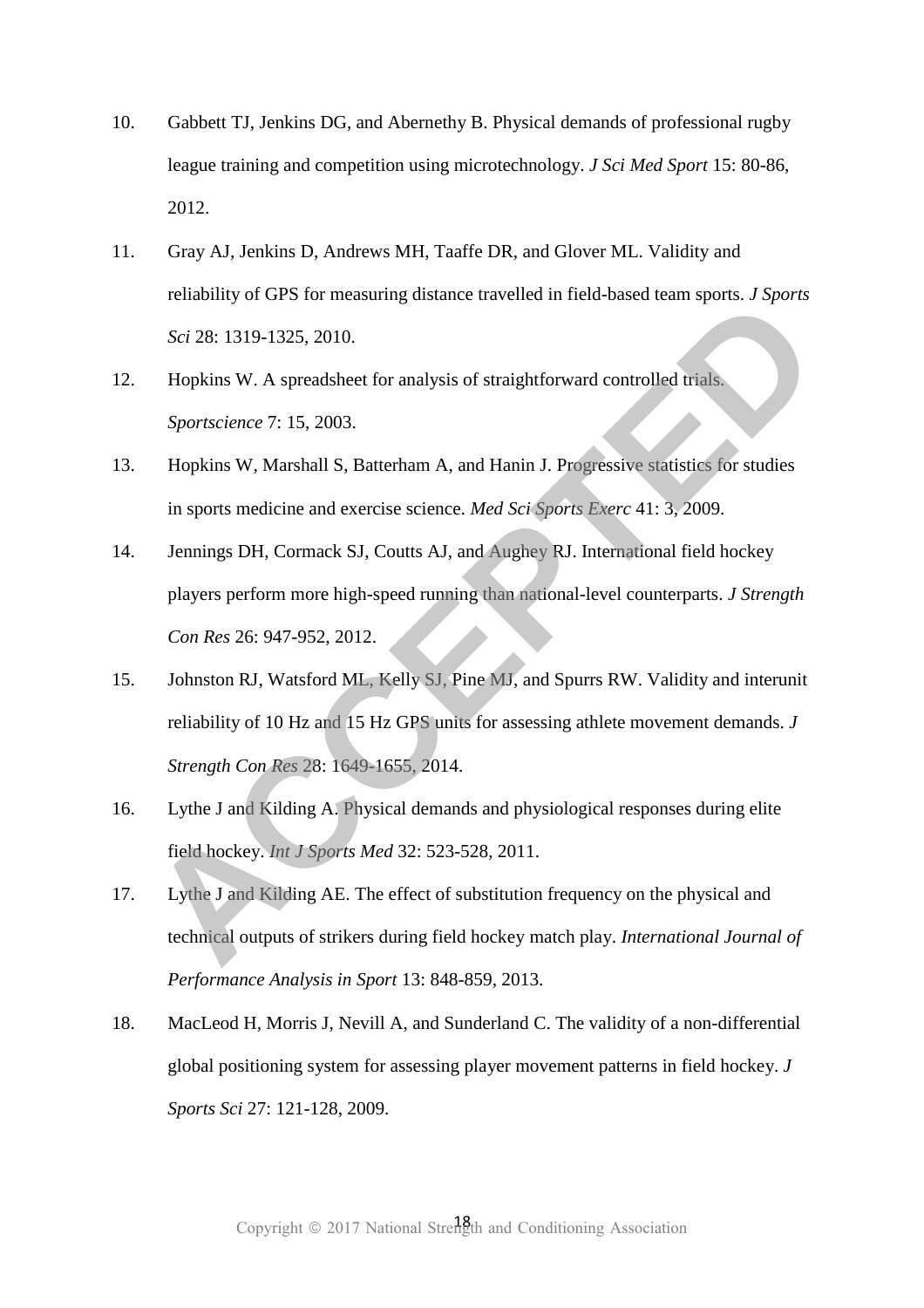10. Gabbett TJ, Jenkins DG, and Abernethy B. Physical demands of professional rugby league training and competition using microtechnology. *J Sci Med Sport* 15: 80-86, 2012.

11. Gray AJ, Jenkins D, Andrews MH, Taaffe DR, and Glover ML. Validity and reliability of GPS for measuring distance travelled in field-based team sports. *J Sports Sci* 28: 1319-1325, 2010.

12. Hopkins W. A spreadsheet for analysis of straightforward controlled trials. *Sportscience* 7: 15, 2003.

13. Hopkins W, Marshall S, Batterham A, and Hanin J. Progressive statistics for studies in sports medicine and exercise science. *Med Sci Sports Exerc* 41: 3, 2009.

14. Jennings DH, Cormack SJ, Coutts AJ, and Aughey RJ. International field hockey players perform more high-speed running than national-level counterparts. *J Strength Con Res* 26: 947-952, 2012.

15. Johnston RJ, Watsford ML, Kelly SJ, Pine MJ, and Spurrs RW. Validity and interunit reliability of 10 Hz and 15 Hz GPS units for assessing athlete movement demands. *J Strength Con Res* 28: 1649-1655, 2014.

16. Lythe J and Kilding A. Physical demands and physiological responses during elite field hockey. *Int J Sports Med* 32: 523-528, 2011.

17. Lythe J and Kilding AE. The effect of substitution frequency on the physical and technical outputs of strikers during field hockey match play. *International Journal of Performance Analysis in Sport* 13: 848-859, 2013.

18. MacLeod H, Morris J, Nevill A, and Sunderland C. The validity of a non-differential global positioning system for assessing player movement patterns in field hockey. *J Sports Sci* 27: 121-128, 2009.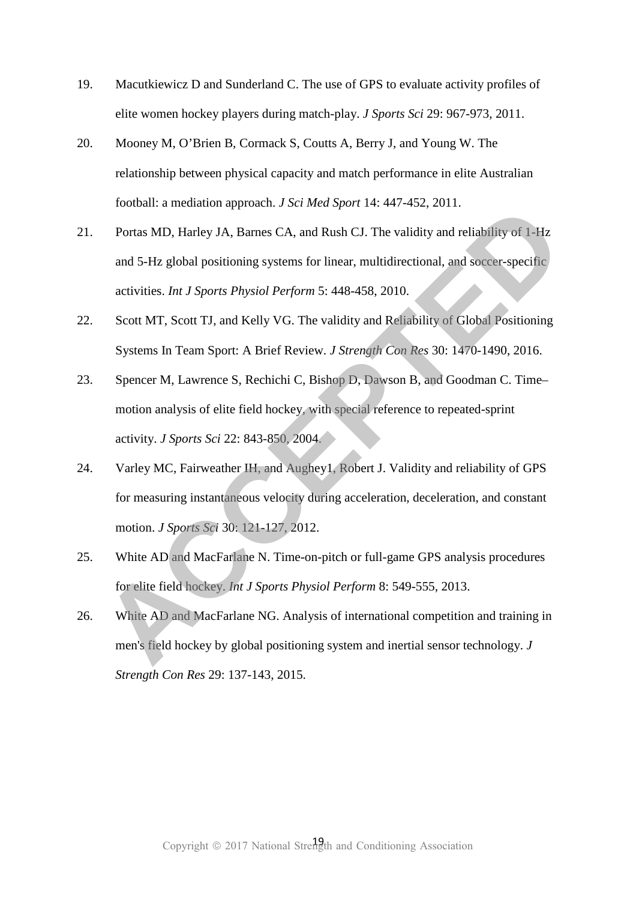19. Macutkiewicz D and Sunderland C. The use of GPS to evaluate activity profiles of elite women hockey players during match-play. *J Sports Sci* 29: 967-973, 2011.

20. Mooney M, O'Brien B, Cormack S, Coutts A, Berry J, and Young W. The relationship between physical capacity and match performance in elite Australian football: a mediation approach. *J Sci Med Sport* 14: 447-452, 2011.

21. Portas MD, Harley JA, Barnes CA, and Rush CJ. The validity and reliability of 1-Hz and 5-Hz global positioning systems for linear, multidirectional, and soccer-specific activities. *Int J Sports Physiol Perform* 5: 448-458, 2010.

22. Scott MT, Scott TJ, and Kelly VG. The validity and Reliability of Global Positioning Systems In Team Sport: A Brief Review. *J Strength Con Res* 30: 1470-1490, 2016.

23. Spencer M, Lawrence S, Rechichi C, Bishop D, Dawson B, and Goodman C. Time–motion analysis of elite field hockey, with special reference to repeated-sprint activity. *J Sports Sci* 22: 843-850, 2004.

24. Varley MC, Fairweather IH, and Aughey1, Robert J. Validity and reliability of GPS for measuring instantaneous velocity during acceleration, deceleration, and constant motion. *J Sports Sci* 30: 121-127, 2012.

25. White AD and MacFarlane N. Time-on-pitch or full-game GPS analysis procedures for elite field hockey. *Int J Sports Physiol Perform* 8: 549-555, 2013.

26. White AD and MacFarlane NG. Analysis of international competition and training in men's field hockey by global positioning system and inertial sensor technology. *J Strength Con Res* 29: 137-143, 2015.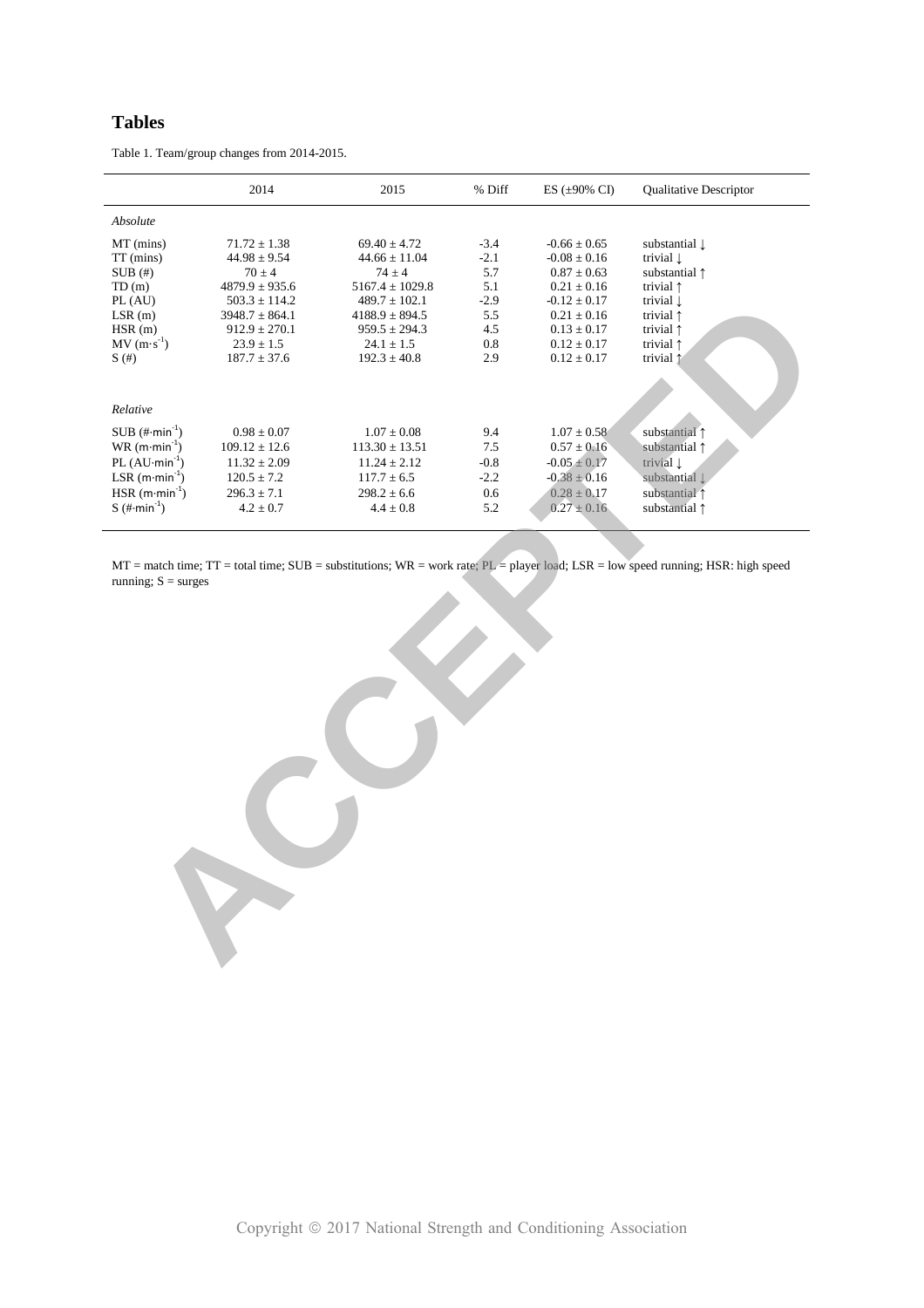## Tables

Table 1. Team/group changes from 2014-2015.

| | 2014 | 2015 | % Diff | ES (±90% CI) | Qualitative Descriptor |
|---|---|---|---|---|---|
| *Absolute* | | | | | |
| MT (mins) | 71.72 ± 1.38 | 69.40 ± 4.72 | -3.4 | -0.66 ± 0.65 | substantial ↓ |
| TT (mins) | 44.98 ± 9.54 | 44.66 ± 11.04 | -2.1 | -0.08 ± 0.16 | trivial ↓ |
| SUB (#) | 70 ± 4 | 74 ± 4 | 5.7 | 0.87 ± 0.63 | substantial ↑ |
| TD (m) | 4879.9 ± 935.6 | 5167.4 ± 1029.8 | 5.1 | 0.21 ± 0.16 | trivial ↑ |
| PL (AU) | 503.3 ± 114.2 | 489.7 ± 102.1 | -2.9 | -0.12 ± 0.17 | trivial ↓ |
| LSR (m) | 3948.7 ± 864.1 | 4188.9 ± 894.5 | 5.5 | 0.21 ± 0.16 | trivial ↑ |
| HSR (m) | 912.9 ± 270.1 | 959.5 ± 294.3 | 4.5 | 0.13 ± 0.17 | trivial ↑ |
| MV ($m \cdot s^{-1}$) | 23.9 ± 1.5 | 24.1 ± 1.5 | 0.8 | 0.12 ± 0.17 | trivial ↑ |
| S (#) | 187.7 ± 37.6 | 192.3 ± 40.8 | 2.9 | 0.12 ± 0.17 | trivial ↑ |
| *Relative* | | | | | |
| SUB ($\# \cdot min^{-1}$) | 0.98 ± 0.07 | 1.07 ± 0.08 | 9.4 | 1.07 ± 0.58 | substantial ↑ |
| WR ($m \cdot min^{-1}$) | 109.12 ± 12.6 | 113.30 ± 13.51 | 7.5 | 0.57 ± 0.16 | substantial ↑ |
| PL ($AU \cdot min^{-1}$) | 11.32 ± 2.09 | 11.24 ± 2.12 | -0.8 | -0.05 ± 0.17 | trivial ↓ |
| LSR ($m \cdot min^{-1}$) | 120.5 ± 7.2 | 117.7 ± 6.5 | -2.2 | -0.38 ± 0.16 | substantial ↓ |
| HSR ($m \cdot min^{-1}$) | 296.3 ± 7.1 | 298.2 ± 6.6 | 0.6 | 0.28 ± 0.17 | substantial ↑ |
| S ($\# \cdot min^{-1}$) | 4.2 ± 0.7 | 4.4 ± 0.8 | 5.2 | 0.27 ± 0.16 | substantial ↑ |

MT = match time; TT = total time; SUB = substitutions; WR = work rate; PL = player load; LSR = low speed running; HSR: high speed running; S = surges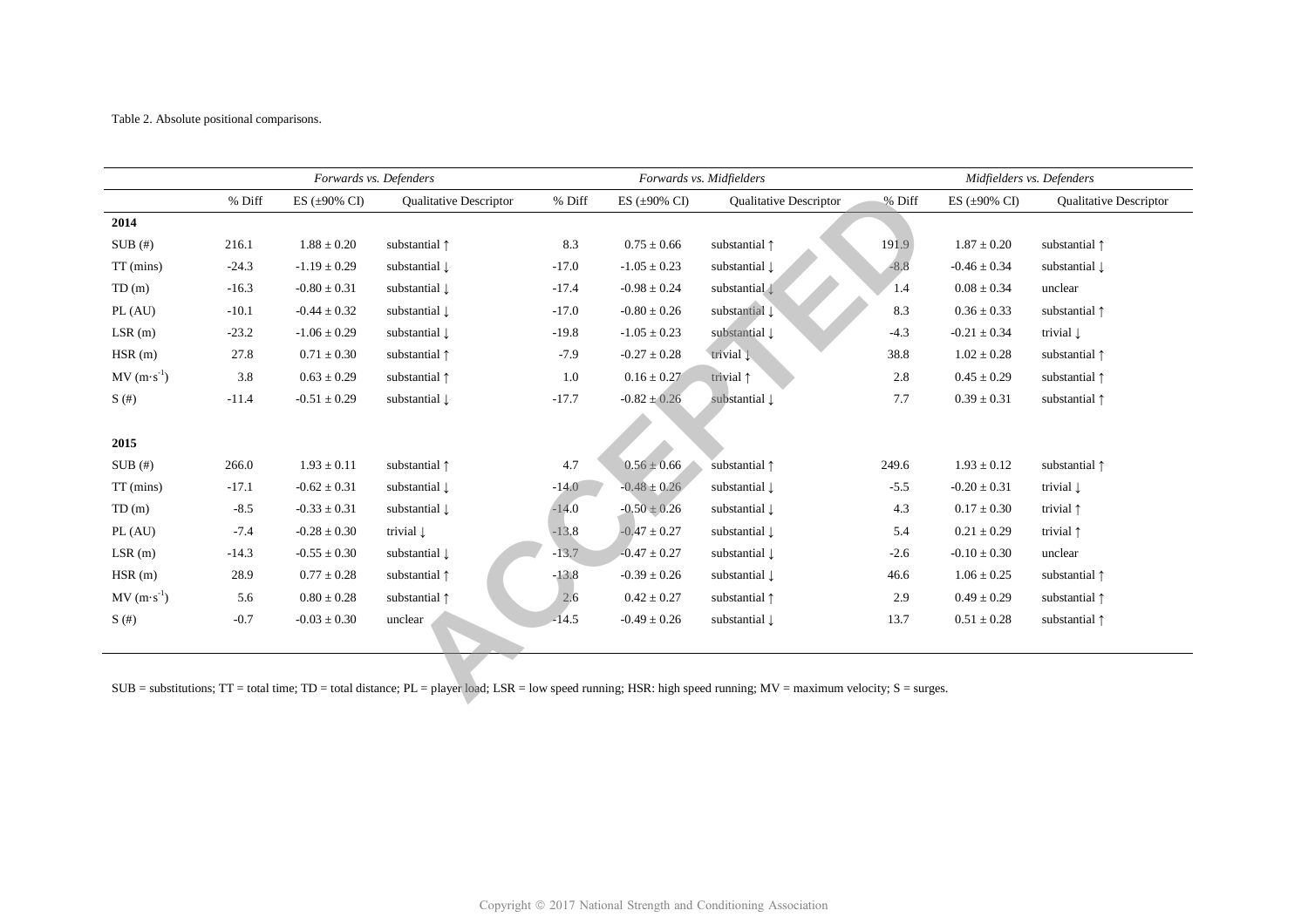Table 2. Absolute positional comparisons.

| | *Forwards vs. Defenders* | | | *Forwards vs. Midfielders* | | | *Midfielders vs. Defenders* | | |
|---|---|---|---|---|---|---|---|---|---|
| | % Diff | ES (±90% CI) | Qualitative Descriptor | % Diff | ES (±90% CI) | Qualitative Descriptor | % Diff | ES (±90% CI) | Qualitative Descriptor |
| **2014** | | | | | | | | | |
| SUB (#) | 216.1 | 1.88 ± 0.20 | substantial ↑ | 8.3 | 0.75 ± 0.66 | substantial ↑ | 191.9 | 1.87 ± 0.20 | substantial ↑ |
| TT (mins) | -24.3 | -1.19 ± 0.29 | substantial ↓ | -17.0 | -1.05 ± 0.23 | substantial ↓ | -8.8 | -0.46 ± 0.34 | substantial ↓ |
| TD (m) | -16.3 | -0.80 ± 0.31 | substantial ↓ | -17.4 | -0.98 ± 0.24 | substantial ↓ | 1.4 | 0.08 ± 0.34 | unclear |
| PL (AU) | -10.1 | -0.44 ± 0.32 | substantial ↓ | -17.0 | -0.80 ± 0.26 | substantial ↓ | 8.3 | 0.36 ± 0.33 | substantial ↑ |
| LSR (m) | -23.2 | -1.06 ± 0.29 | substantial ↓ | -19.8 | -1.05 ± 0.23 | substantial ↓ | -4.3 | -0.21 ± 0.34 | trivial ↓ |
| HSR (m) | 27.8 | 0.71 ± 0.30 | substantial ↑ | -7.9 | -0.27 ± 0.28 | trivial ↓ | 38.8 | 1.02 ± 0.28 | substantial ↑ |
| MV ($m \cdot s^{-1}$) | 3.8 | 0.63 ± 0.29 | substantial ↑ | 1.0 | 0.16 ± 0.27 | trivial ↑ | 2.8 | 0.45 ± 0.29 | substantial ↑ |
| S (#) | -11.4 | -0.51 ± 0.29 | substantial ↓ | -17.7 | -0.82 ± 0.26 | substantial ↓ | 7.7 | 0.39 ± 0.31 | substantial ↑ |
| **2015** | | | | | | | | | |
| SUB (#) | 266.0 | 1.93 ± 0.11 | substantial ↑ | 4.7 | 0.56 ± 0.66 | substantial ↑ | 249.6 | 1.93 ± 0.12 | substantial ↑ |
| TT (mins) | -17.1 | -0.62 ± 0.31 | substantial ↓ | -14.0 | -0.48 ± 0.26 | substantial ↓ | -5.5 | -0.20 ± 0.31 | trivial ↓ |
| TD (m) | -8.5 | -0.33 ± 0.31 | substantial ↓ | -14.0 | -0.50 ± 0.26 | substantial ↓ | 4.3 | 0.17 ± 0.30 | trivial ↑ |
| PL (AU) | -7.4 | -0.28 ± 0.30 | trivial ↓ | -13.8 | -0.47 ± 0.27 | substantial ↓ | 5.4 | 0.21 ± 0.29 | trivial ↑ |
| LSR (m) | -14.3 | -0.55 ± 0.30 | substantial ↓ | -13.7 | -0.47 ± 0.27 | substantial ↓ | -2.6 | -0.10 ± 0.30 | unclear |
| HSR (m) | 28.9 | 0.77 ± 0.28 | substantial ↑ | -13.8 | -0.39 ± 0.26 | substantial ↓ | 46.6 | 1.06 ± 0.25 | substantial ↑ |
| MV ($m \cdot s^{-1}$) | 5.6 | 0.80 ± 0.28 | substantial ↑ | 2.6 | 0.42 ± 0.27 | substantial ↑ | 2.9 | 0.49 ± 0.29 | substantial ↑ |
| S (#) | -0.7 | -0.03 ± 0.30 | unclear | -14.5 | -0.49 ± 0.26 | substantial ↓ | 13.7 | 0.51 ± 0.28 | substantial ↑ |

SUB = substitutions; TT = total time; TD = total distance; PL = player load; LSR = low speed running; HSR: high speed running; MV = maximum velocity; S = surges.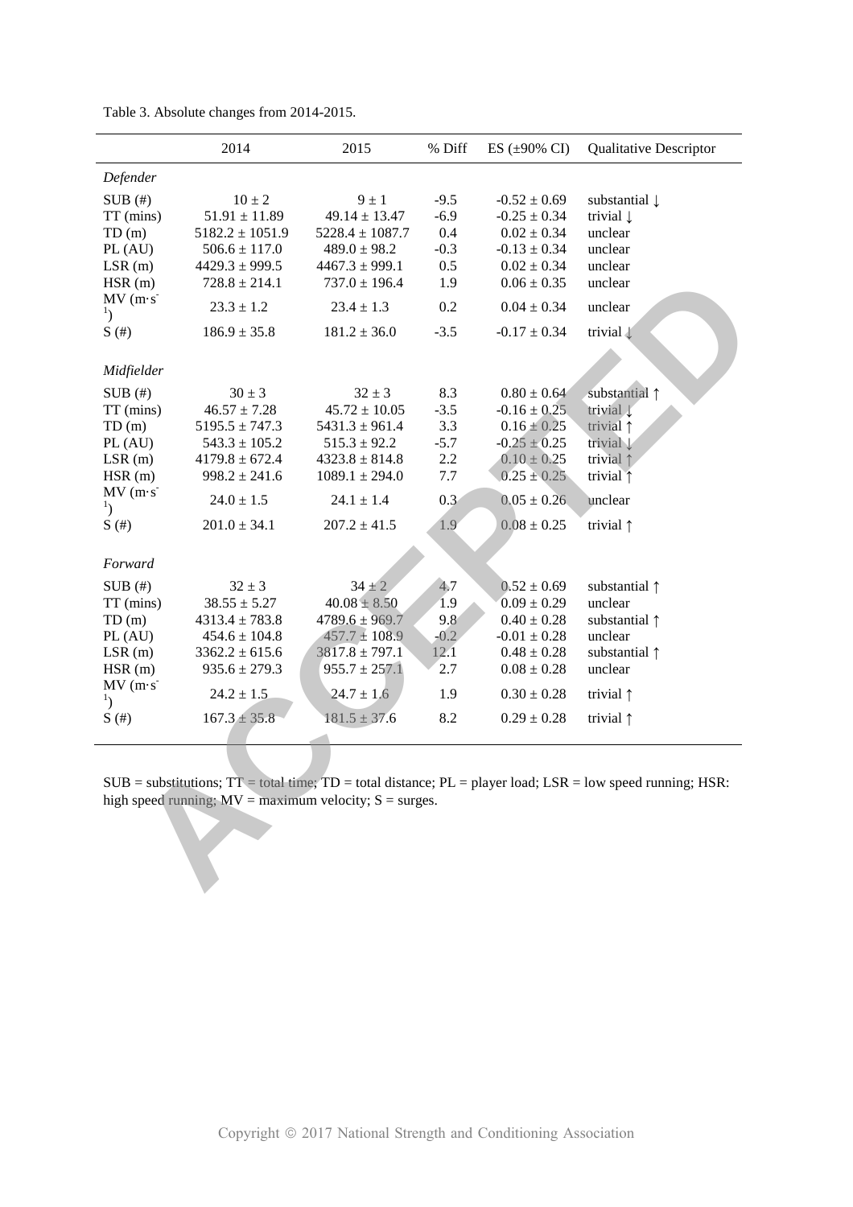Table 3. Absolute changes from 2014-2015.

| | 2014 | 2015 | % Diff | ES (±90% CI) | Qualitative Descriptor |
|---|---|---|---|---|---|
| *Defender* | | | | | |
| SUB (#) | 10 ± 2 | 9 ± 1 | -9.5 | -0.52 ± 0.69 | substantial ↓ |
| TT (mins) | 51.91 ± 11.89 | 49.14 ± 13.47 | -6.9 | -0.25 ± 0.34 | trivial ↓ |
| TD (m) | 5182.2 ± 1051.9 | 5228.4 ± 1087.7 | 0.4 | 0.02 ± 0.34 | unclear |
| PL (AU) | 506.6 ± 117.0 | 489.0 ± 98.2 | -0.3 | -0.13 ± 0.34 | unclear |
| LSR (m) | 4429.3 ± 999.5 | 4467.3 ± 999.1 | 0.5 | 0.02 ± 0.34 | unclear |
| HSR (m) | 728.8 ± 214.1 | 737.0 ± 196.4 | 1.9 | 0.06 ± 0.35 | unclear |
| MV ($m \cdot s^{-1}$) | 23.3 ± 1.2 | 23.4 ± 1.3 | 0.2 | 0.04 ± 0.34 | unclear |
| S (#) | 186.9 ± 35.8 | 181.2 ± 36.0 | -3.5 | -0.17 ± 0.34 | trivial ↓ |
| *Midfielder* | | | | | |
| SUB (#) | 30 ± 3 | 32 ± 3 | 8.3 | 0.80 ± 0.64 | substantial ↑ |
| TT (mins) | 46.57 ± 7.28 | 45.72 ± 10.05 | -3.5 | -0.16 ± 0.25 | trivial ↓ |
| TD (m) | 5195.5 ± 747.3 | 5431.3 ± 961.4 | 3.3 | 0.16 ± 0.25 | trivial ↑ |
| PL (AU) | 543.3 ± 105.2 | 515.3 ± 92.2 | -5.7 | -0.25 ± 0.25 | trivial ↓ |
| LSR (m) | 4179.8 ± 672.4 | 4323.8 ± 814.8 | 2.2 | 0.10 ± 0.25 | trivial ↑ |
| HSR (m) | 998.2 ± 241.6 | 1089.1 ± 294.0 | 7.7 | 0.25 ± 0.25 | trivial ↑ |
| MV ($m \cdot s^{-1}$) | 24.0 ± 1.5 | 24.1 ± 1.4 | 0.3 | 0.05 ± 0.26 | unclear |
| S (#) | 201.0 ± 34.1 | 207.2 ± 41.5 | 1.9 | 0.08 ± 0.25 | trivial ↑ |
| *Forward* | | | | | |
| SUB (#) | 32 ± 3 | 34 ± 2 | 4.7 | 0.52 ± 0.69 | substantial ↑ |
| TT (mins) | 38.55 ± 5.27 | 40.08 ± 8.50 | 1.9 | 0.09 ± 0.29 | unclear |
| TD (m) | 4313.4 ± 783.8 | 4789.6 ± 969.7 | 9.8 | 0.40 ± 0.28 | substantial ↑ |
| PL (AU) | 454.6 ± 104.8 | 457.7 ± 108.9 | -0.2 | -0.01 ± 0.28 | unclear |
| LSR (m) | 3362.2 ± 615.6 | 3817.8 ± 797.1 | 12.1 | 0.48 ± 0.28 | substantial ↑ |
| HSR (m) | 935.6 ± 279.3 | 955.7 ± 257.1 | 2.7 | 0.08 ± 0.28 | unclear |
| MV ($m \cdot s^{-1}$) | 24.2 ± 1.5 | 24.7 ± 1.6 | 1.9 | 0.30 ± 0.28 | trivial ↑ |
| S (#) | 167.3 ± 35.8 | 181.5 ± 37.6 | 8.2 | 0.29 ± 0.28 | trivial ↑ |

SUB = substitutions; TT = total time; TD = total distance; PL = player load; LSR = low speed running; HSR: high speed running; MV = maximum velocity; S = surges.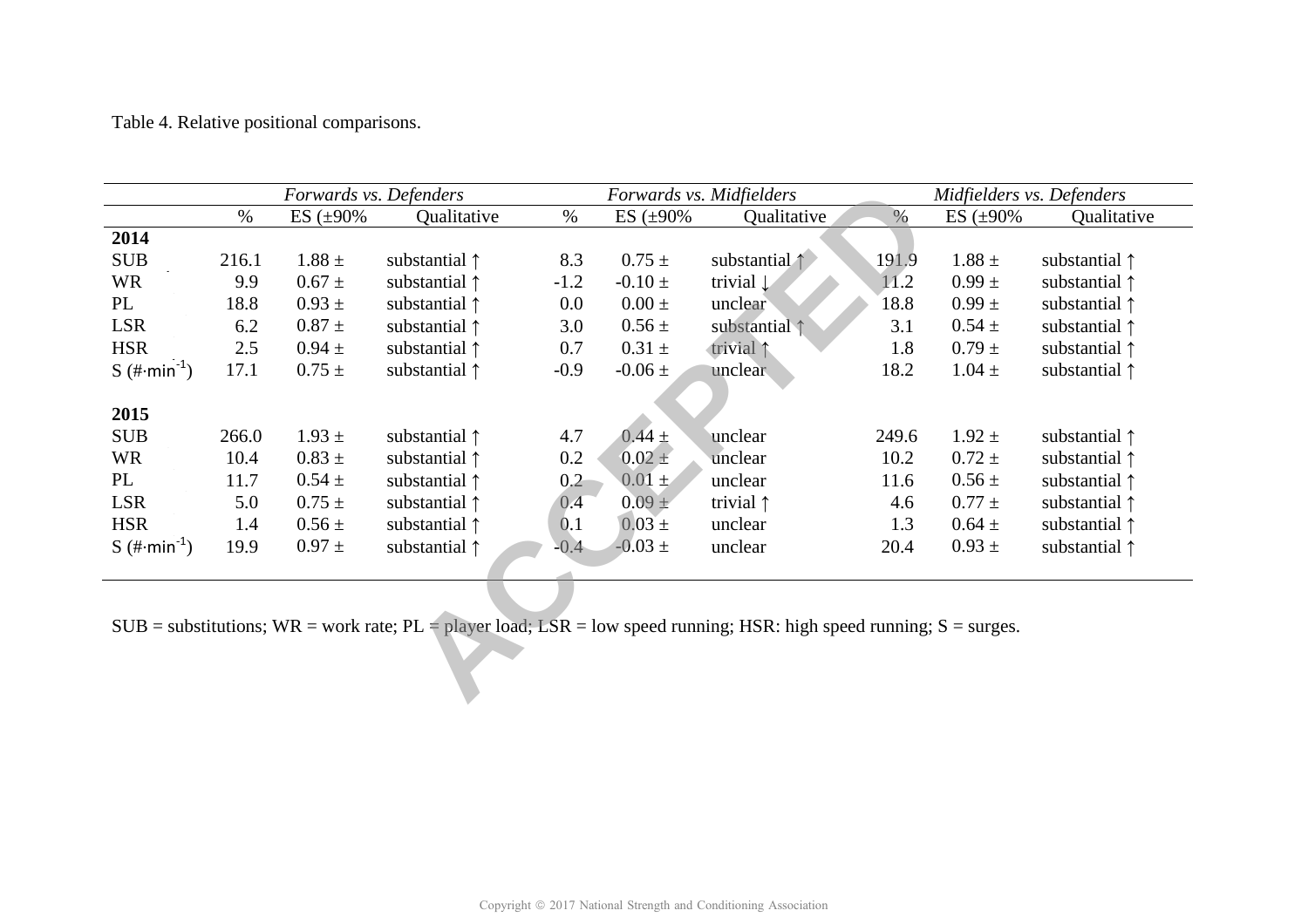Table 4. Relative positional comparisons.

| | *Forwards vs. Defenders* | | | *Forwards vs. Midfielders* | | | *Midfielders vs. Defenders* | | |
|---|---|---|---|---|---|---|---|---|---|
| | % | ES (±90% | Qualitative | % | ES (±90% | Qualitative | % | ES (±90% | Qualitative |
| **2014** | | | | | | | | | |
| SUB | 216.1 | 1.88 ± | substantial ↑ | 8.3 | 0.75 ± | substantial ↑ | 191.9 | 1.88 ± | substantial ↑ |
| WR | 9.9 | 0.67 ± | substantial ↑ | -1.2 | -0.10 ± | trivial ↓ | 11.2 | 0.99 ± | substantial ↑ |
| PL | 18.8 | 0.93 ± | substantial ↑ | 0.0 | 0.00 ± | unclear | 18.8 | 0.99 ± | substantial ↑ |
| LSR | 6.2 | 0.87 ± | substantial ↑ | 3.0 | 0.56 ± | substantial ↑ | 3.1 | 0.54 ± | substantial ↑ |
| HSR | 2.5 | 0.94 ± | substantial ↑ | 0.7 | 0.31 ± | trivial ↑ | 1.8 | 0.79 ± | substantial ↑ |
| S ($\#\cdot min^{-1}$) | 17.1 | 0.75 ± | substantial ↑ | -0.9 | -0.06 ± | unclear | 18.2 | 1.04 ± | substantial ↑ |
| **2015** | | | | | | | | | |
| SUB | 266.0 | 1.93 ± | substantial ↑ | 4.7 | 0.44 ± | unclear | 249.6 | 1.92 ± | substantial ↑ |
| WR | 10.4 | 0.83 ± | substantial ↑ | 0.2 | 0.02 ± | unclear | 10.2 | 0.72 ± | substantial ↑ |
| PL | 11.7 | 0.54 ± | substantial ↑ | 0.2 | 0.01 ± | unclear | 11.6 | 0.56 ± | substantial ↑ |
| LSR | 5.0 | 0.75 ± | substantial ↑ | 0.4 | 0.09 ± | trivial ↑ | 4.6 | 0.77 ± | substantial ↑ |
| HSR | 1.4 | 0.56 ± | substantial ↑ | 0.1 | 0.03 ± | unclear | 1.3 | 0.64 ± | substantial ↑ |
| S ($\#\cdot min^{-1}$) | 19.9 | 0.97 ± | substantial ↑ | -0.4 | -0.03 ± | unclear | 20.4 | 0.93 ± | substantial ↑ |

SUB = substitutions; WR = work rate; PL = player load; LSR = low speed running; HSR: high speed running; S = surges.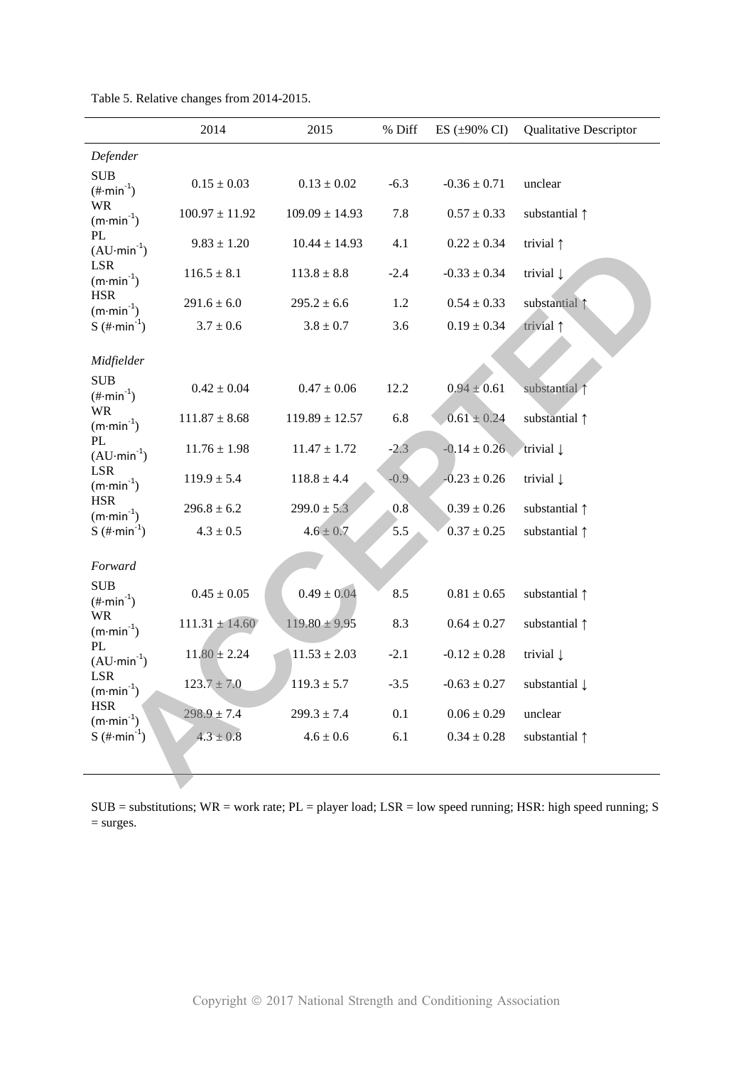Table 5. Relative changes from 2014-2015.

| | 2014 | 2015 | % Diff | ES (±90% CI) | Qualitative Descriptor |
|---|---|---|---|---|---|
| *Defender* | | | | | |
| SUB (#·min$^{-1}$) | 0.15 ± 0.03 | 0.13 ± 0.02 | -6.3 | -0.36 ± 0.71 | unclear |
| WR (m·min$^{-1}$) | 100.97 ± 11.92 | 109.09 ± 14.93 | 7.8 | 0.57 ± 0.33 | substantial ↑ |
| PL (AU·min$^{-1}$) | 9.83 ± 1.20 | 10.44 ± 14.93 | 4.1 | 0.22 ± 0.34 | trivial ↑ |
| LSR (m·min$^{-1}$) | 116.5 ± 8.1 | 113.8 ± 8.8 | -2.4 | -0.33 ± 0.34 | trivial ↓ |
| HSR (m·min$^{-1}$) | 291.6 ± 6.0 | 295.2 ± 6.6 | 1.2 | 0.54 ± 0.33 | substantial ↑ |
| S (#·min$^{-1}$) | 3.7 ± 0.6 | 3.8 ± 0.7 | 3.6 | 0.19 ± 0.34 | trivial ↑ |
| *Midfielder* | | | | | |
| SUB (#·min$^{-1}$) | 0.42 ± 0.04 | 0.47 ± 0.06 | 12.2 | 0.94 ± 0.61 | substantial ↑ |
| WR (m·min$^{-1}$) | 111.87 ± 8.68 | 119.89 ± 12.57 | 6.8 | 0.61 ± 0.24 | substantial ↑ |
| PL (AU·min$^{-1}$) | 11.76 ± 1.98 | 11.47 ± 1.72 | -2.3 | -0.14 ± 0.26 | trivial ↓ |
| LSR (m·min$^{-1}$) | 119.9 ± 5.4 | 118.8 ± 4.4 | -0.9 | -0.23 ± 0.26 | trivial ↓ |
| HSR (m·min$^{-1}$) | 296.8 ± 6.2 | 299.0 ± 5.3 | 0.8 | 0.39 ± 0.26 | substantial ↑ |
| S (#·min$^{-1}$) | 4.3 ± 0.5 | 4.6 ± 0.7 | 5.5 | 0.37 ± 0.25 | substantial ↑ |
| *Forward* | | | | | |
| SUB (#·min$^{-1}$) | 0.45 ± 0.05 | 0.49 ± 0.04 | 8.5 | 0.81 ± 0.65 | substantial ↑ |
| WR (m·min$^{-1}$) | 111.31 ± 14.60 | 119.80 ± 9.95 | 8.3 | 0.64 ± 0.27 | substantial ↑ |
| PL (AU·min$^{-1}$) | 11.80 ± 2.24 | 11.53 ± 2.03 | -2.1 | -0.12 ± 0.28 | trivial ↓ |
| LSR (m·min$^{-1}$) | 123.7 ± 7.0 | 119.3 ± 5.7 | -3.5 | -0.63 ± 0.27 | substantial ↓ |
| HSR (m·min$^{-1}$) | 298.9 ± 7.4 | 299.3 ± 7.4 | 0.1 | 0.06 ± 0.29 | unclear |
| S (#·min$^{-1}$) | 4.3 ± 0.8 | 4.6 ± 0.6 | 6.1 | 0.34 ± 0.28 | substantial ↑ |

SUB = substitutions; WR = work rate; PL = player load; LSR = low speed running; HSR: high speed running; S = surges.